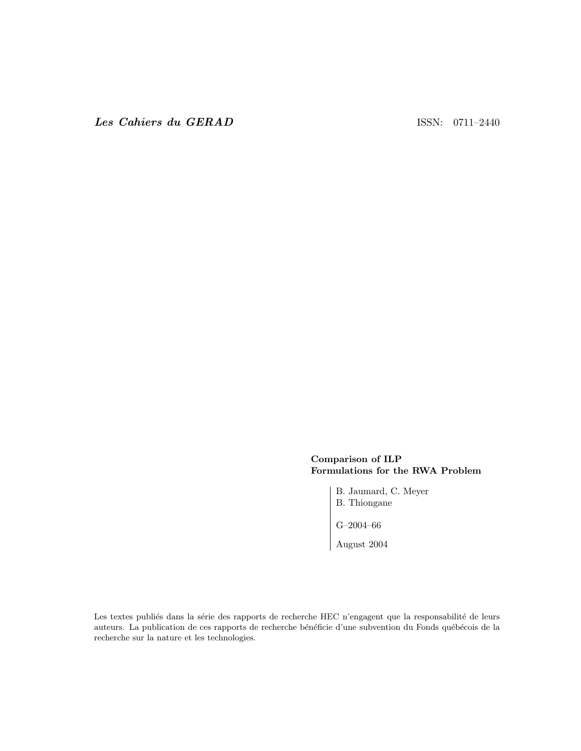*Les Cahiers du GERAD* ISSN: 0711–2440

**Comparison of ILP Formulations for the RWA Problem**

B. Jaumard, C. Meyer
B. Thiongane

G–2004–66

August 2004

Les textes publiés dans la série des rapports de recherche HEC n'engagent que la responsabilité de leurs auteurs. La publication de ces rapports de recherche bénéficie d'une subvention du Fonds québécois de la recherche sur la nature et les technologies.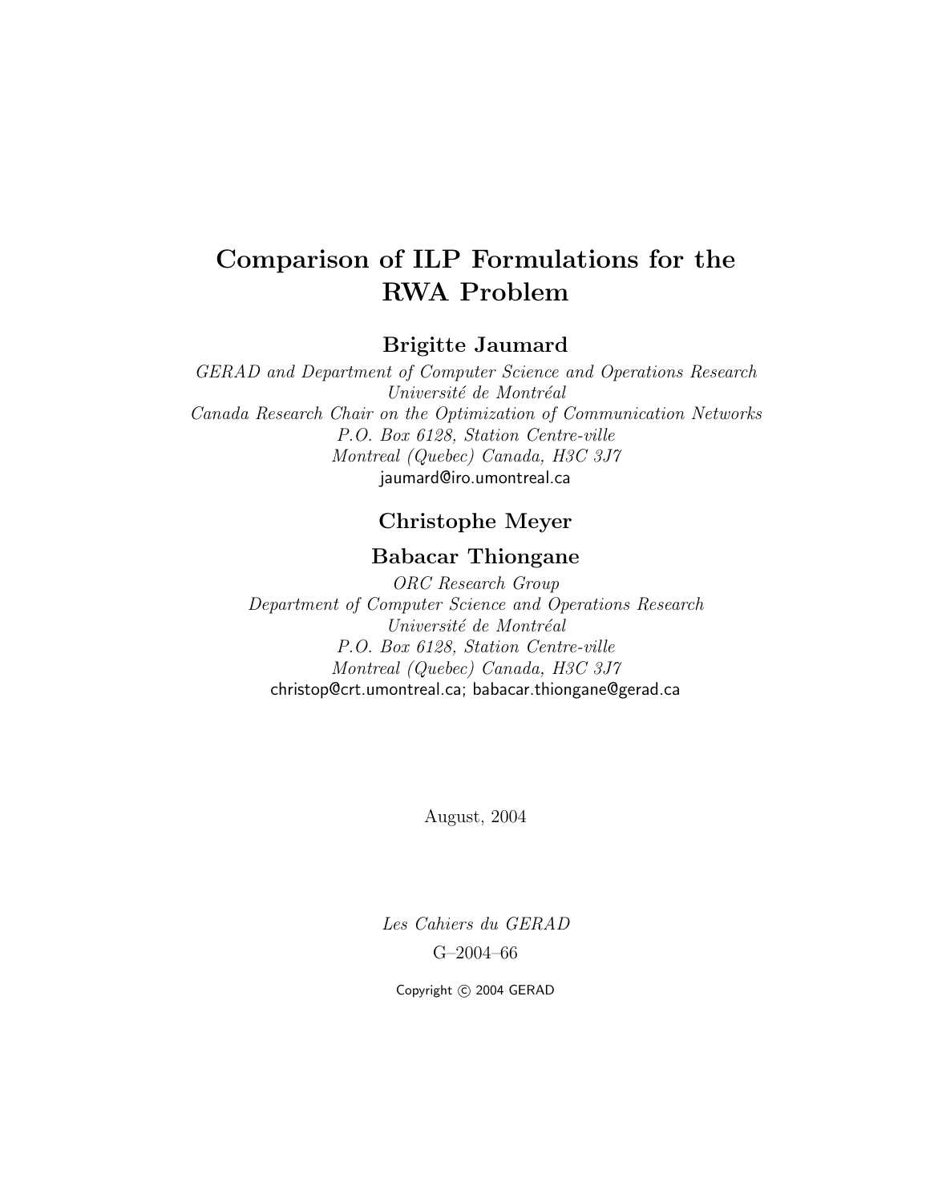# Comparison of ILP Formulations for the RWA Problem

**Brigitte Jaumard**

*GERAD and Department of Computer Science and Operations Research*
*Université de Montréal*
*Canada Research Chair on the Optimization of Communication Networks*
*P.O. Box 6128, Station Centre-ville*
*Montreal (Quebec) Canada, H3C 3J7*
jaumard@iro.umontreal.ca

**Christophe Meyer**

**Babacar Thiongane**

*ORC Research Group*
*Department of Computer Science and Operations Research*
*Université de Montréal*
*P.O. Box 6128, Station Centre-ville*
*Montreal (Quebec) Canada, H3C 3J7*
christop@crt.umontreal.ca; babacar.thiongane@gerad.ca

August, 2004

*Les Cahiers du GERAD*

G–2004–66

Copyright © 2004 GERAD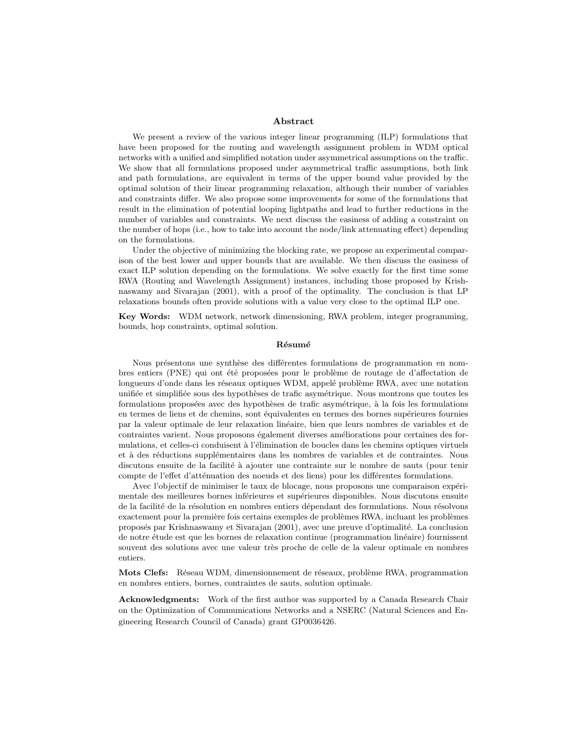## Abstract

We present a review of the various integer linear programming (ILP) formulations that have been proposed for the routing and wavelength assignment problem in WDM optical networks with a unified and simplified notation under asymmetrical assumptions on the traffic. We show that all formulations proposed under asymmetrical traffic assumptions, both link and path formulations, are equivalent in terms of the upper bound value provided by the optimal solution of their linear programming relaxation, although their number of variables and constraints differ. We also propose some improvements for some of the formulations that result in the elimination of potential looping lightpaths and lead to further reductions in the number of variables and constraints. We next discuss the easiness of adding a constraint on the number of hops (i.e., how to take into account the node/link attenuating effect) depending on the formulations.

Under the objective of minimizing the blocking rate, we propose an experimental comparison of the best lower and upper bounds that are available. We then discuss the easiness of exact ILP solution depending on the formulations. We solve exactly for the first time some RWA (Routing and Wavelength Assignment) instances, including those proposed by Krishnaswamy and Sivarajan (2001), with a proof of the optimality. The conclusion is that LP relaxations bounds often provide solutions with a value very close to the optimal ILP one.

**Key Words:** WDM network, network dimensioning, RWA problem, integer programming, bounds, hop constraints, optimal solution.

## Résumé

Nous présentons une synthèse des différentes formulations de programmation en nombres entiers (PNE) qui ont été proposées pour le problème de routage de d'affectation de longueurs d'onde dans les réseaux optiques WDM, appelé problème RWA, avec une notation unifiée et simplifiée sous des hypothèses de trafic asymétrique. Nous montrons que toutes les formulations proposées avec des hypothèses de trafic asymétrique, à la fois les formulations en termes de liens et de chemins, sont équivalentes en termes des bornes supérieures fournies par la valeur optimale de leur relaxation linéaire, bien que leurs nombres de variables et de contraintes varient. Nous proposons également diverses améliorations pour certaines des formulations, et celles-ci conduisent à l'élimination de boucles dans les chemins optiques virtuels et à des réductions supplémentaires dans les nombres de variables et de contraintes. Nous discutons ensuite de la facilité à ajouter une contrainte sur le nombre de sauts (pour tenir compte de l'effet d'atténuation des noeuds et des liens) pour les différentes formulations.

Avec l'objectif de minimiser le taux de blocage, nous proposons une comparaison expérimentale des meilleures bornes inférieures et supérieures disponibles. Nous discutons ensuite de la facilité de la résolution en nombres entiers dépendant des formulations. Nous résolvons exactement pour la première fois certains exemples de problèmes RWA, incluant les problèmes proposés par Krishnaswamy et Sivarajan (2001), avec une preuve d'optimalité. La conclusion de notre étude est que les bornes de relaxation continue (programmation linéaire) fournissent souvent des solutions avec une valeur très proche de celle de la valeur optimale en nombres entiers.

**Mots Clefs:** Réseau WDM, dimensionnement de réseaux, problème RWA, programmation en nombres entiers, bornes, contraintes de sauts, solution optimale.

**Acknowledgments:** Work of the first author was supported by a Canada Research Chair on the Optimization of Communications Networks and a NSERC (Natural Sciences and Engineering Research Council of Canada) grant GP0036426.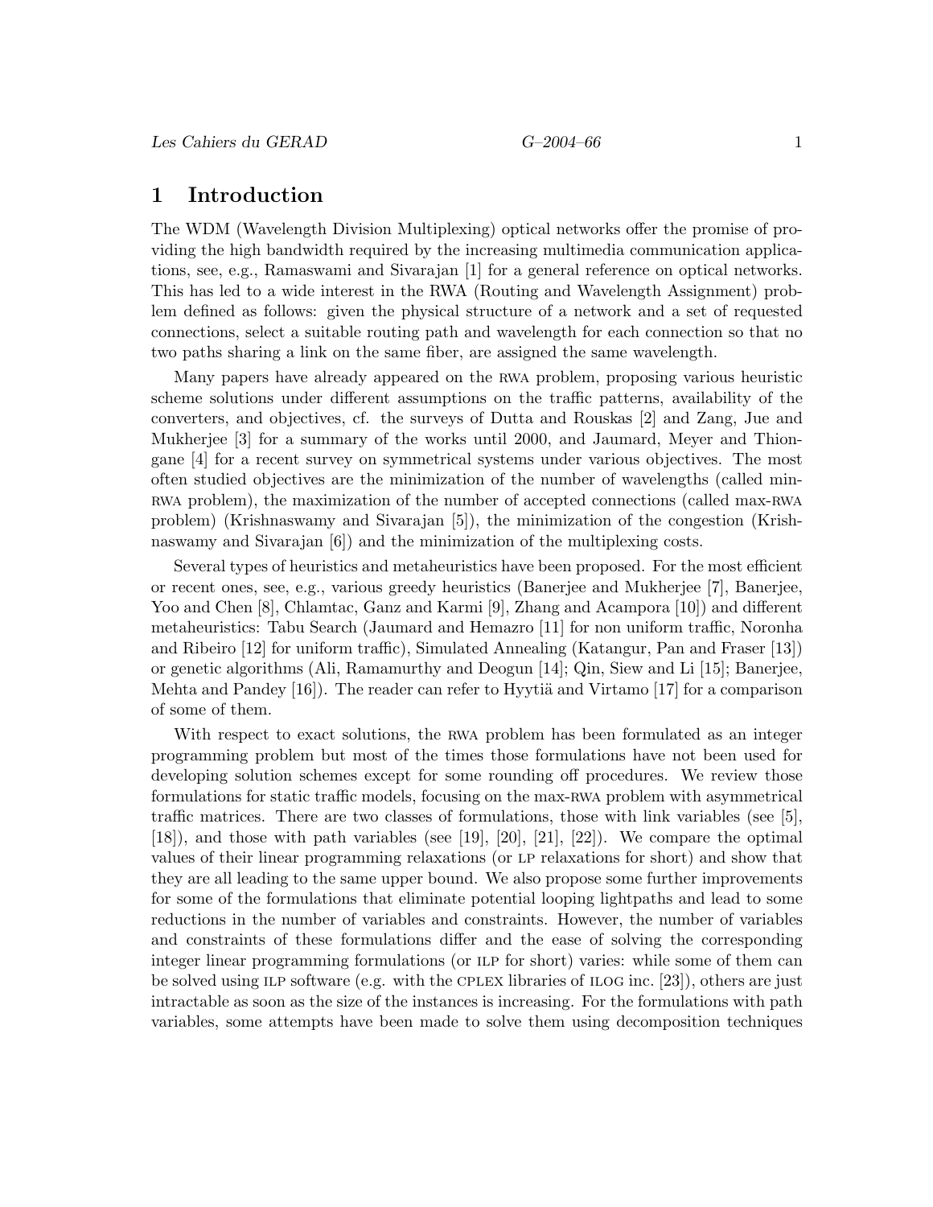# 1 Introduction

The WDM (Wavelength Division Multiplexing) optical networks offer the promise of providing the high bandwidth required by the increasing multimedia communication applications, see, e.g., Ramaswami and Sivarajan [1] for a general reference on optical networks. This has led to a wide interest in the RWA (Routing and Wavelength Assignment) problem defined as follows: given the physical structure of a network and a set of requested connections, select a suitable routing path and wavelength for each connection so that no two paths sharing a link on the same fiber, are assigned the same wavelength.

Many papers have already appeared on the RWA problem, proposing various heuristic scheme solutions under different assumptions on the traffic patterns, availability of the converters, and objectives, cf. the surveys of Dutta and Rouskas [2] and Zang, Jue and Mukherjee [3] for a summary of the works until 2000, and Jaumard, Meyer and Thiongane [4] for a recent survey on symmetrical systems under various objectives. The most often studied objectives are the minimization of the number of wavelengths (called min-RWA problem), the maximization of the number of accepted connections (called max-RWA problem) (Krishnaswamy and Sivarajan [5]), the minimization of the congestion (Krishnaswamy and Sivarajan [6]) and the minimization of the multiplexing costs.

Several types of heuristics and metaheuristics have been proposed. For the most efficient or recent ones, see, e.g., various greedy heuristics (Banerjee and Mukherjee [7], Banerjee, Yoo and Chen [8], Chlamtac, Ganz and Karmi [9], Zhang and Acampora [10]) and different metaheuristics: Tabu Search (Jaumard and Hemazro [11] for non uniform traffic, Noronha and Ribeiro [12] for uniform traffic), Simulated Annealing (Katangur, Pan and Fraser [13]) or genetic algorithms (Ali, Ramamurthy and Deogun [14]; Qin, Siew and Li [15]; Banerjee, Mehta and Pandey [16]). The reader can refer to Hyytiä and Virtamo [17] for a comparison of some of them.

With respect to exact solutions, the RWA problem has been formulated as an integer programming problem but most of the times those formulations have not been used for developing solution schemes except for some rounding off procedures. We review those formulations for static traffic models, focusing on the max-RWA problem with asymmetrical traffic matrices. There are two classes of formulations, those with link variables (see [5], [18]), and those with path variables (see [19], [20], [21], [22]). We compare the optimal values of their linear programming relaxations (or LP relaxations for short) and show that they are all leading to the same upper bound. We also propose some further improvements for some of the formulations that eliminate potential looping lightpaths and lead to some reductions in the number of variables and constraints. However, the number of variables and constraints of these formulations differ and the ease of solving the corresponding integer linear programming formulations (or ILP for short) varies: while some of them can be solved using ILP software (e.g. with the CPLEX libraries of ILOG inc. [23]), others are just intractable as soon as the size of the instances is increasing. For the formulations with path variables, some attempts have been made to solve them using decomposition techniques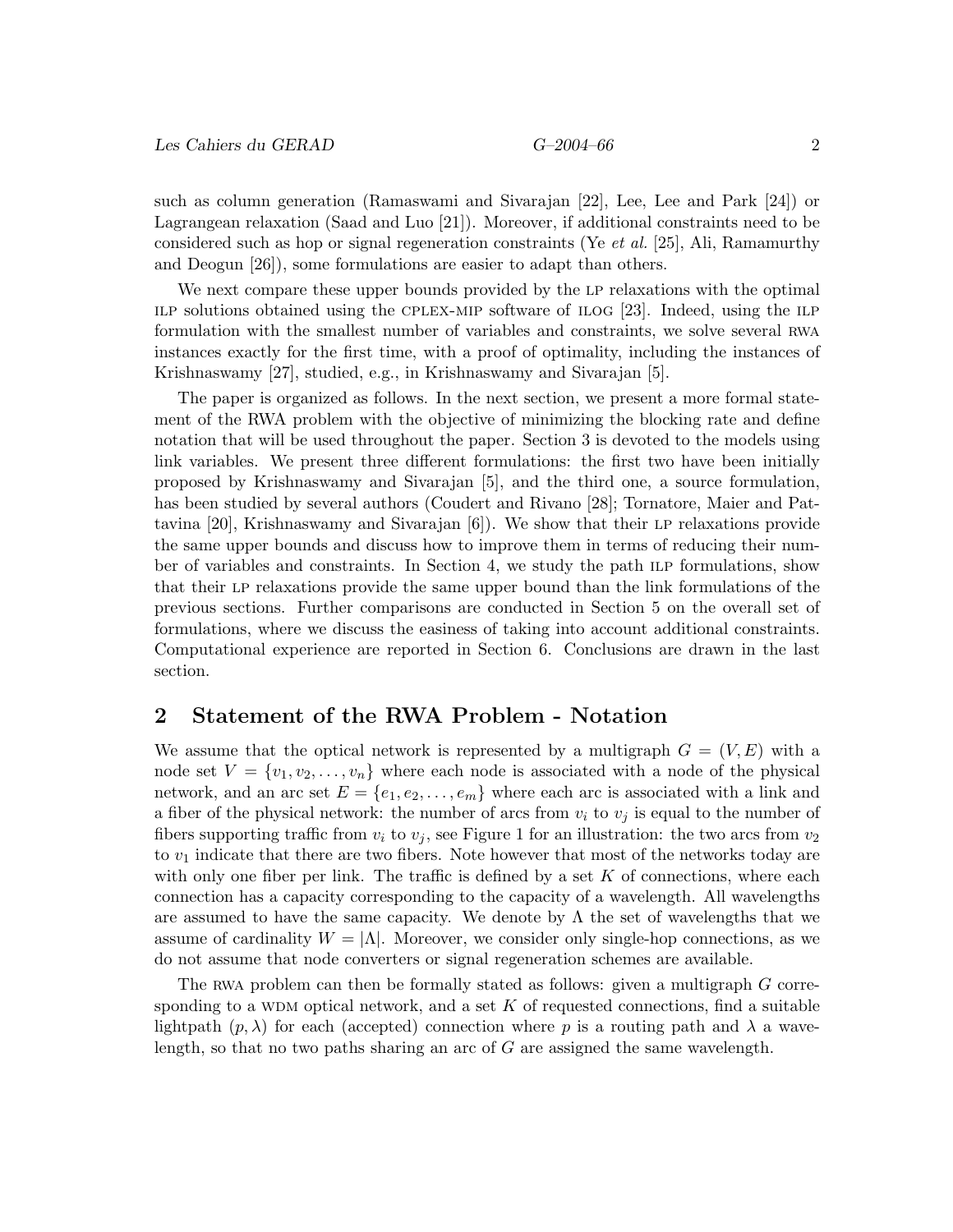such as column generation (Ramaswami and Sivarajan [22], Lee, Lee and Park [24]) or Lagrangean relaxation (Saad and Luo [21]). Moreover, if additional constraints need to be considered such as hop or signal regeneration constraints (Ye *et al.* [25], Ali, Ramamurthy and Deogun [26]), some formulations are easier to adapt than others.

We next compare these upper bounds provided by the LP relaxations with the optimal ILP solutions obtained using the CPLEX-MIP software of ILOG [23]. Indeed, using the ILP formulation with the smallest number of variables and constraints, we solve several RWA instances exactly for the first time, with a proof of optimality, including the instances of Krishnaswamy [27], studied, e.g., in Krishnaswamy and Sivarajan [5].

The paper is organized as follows. In the next section, we present a more formal statement of the RWA problem with the objective of minimizing the blocking rate and define notation that will be used throughout the paper. Section 3 is devoted to the models using link variables. We present three different formulations: the first two have been initially proposed by Krishnaswamy and Sivarajan [5], and the third one, a source formulation, has been studied by several authors (Coudert and Rivano [28]; Tornatore, Maier and Pattavina [20], Krishnaswamy and Sivarajan [6]). We show that their LP relaxations provide the same upper bounds and discuss how to improve them in terms of reducing their number of variables and constraints. In Section 4, we study the path ILP formulations, show that their LP relaxations provide the same upper bound than the link formulations of the previous sections. Further comparisons are conducted in Section 5 on the overall set of formulations, where we discuss the easiness of taking into account additional constraints. Computational experience are reported in Section 6. Conclusions are drawn in the last section.

## 2 Statement of the RWA Problem - Notation

We assume that the optical network is represented by a multigraph $G = (V, E)$ with a node set $V = \{v_1, v_2, \ldots, v_n\}$ where each node is associated with a node of the physical network, and an arc set $E = \{e_1, e_2, \ldots, e_m\}$ where each arc is associated with a link and a fiber of the physical network: the number of arcs from $v_i$ to $v_j$ is equal to the number of fibers supporting traffic from $v_i$ to $v_j$, see Figure 1 for an illustration: the two arcs from $v_2$ to $v_1$ indicate that there are two fibers. Note however that most of the networks today are with only one fiber per link. The traffic is defined by a set $K$ of connections, where each connection has a capacity corresponding to the capacity of a wavelength. All wavelengths are assumed to have the same capacity. We denote by $\Lambda$ the set of wavelengths that we assume of cardinality $W = |\Lambda|$. Moreover, we consider only single-hop connections, as we do not assume that node converters or signal regeneration schemes are available.

The RWA problem can then be formally stated as follows: given a multigraph $G$ corresponding to a WDM optical network, and a set $K$ of requested connections, find a suitable lightpath $(p, \lambda)$ for each (accepted) connection where $p$ is a routing path and $\lambda$ a wavelength, so that no two paths sharing an arc of $G$ are assigned the same wavelength.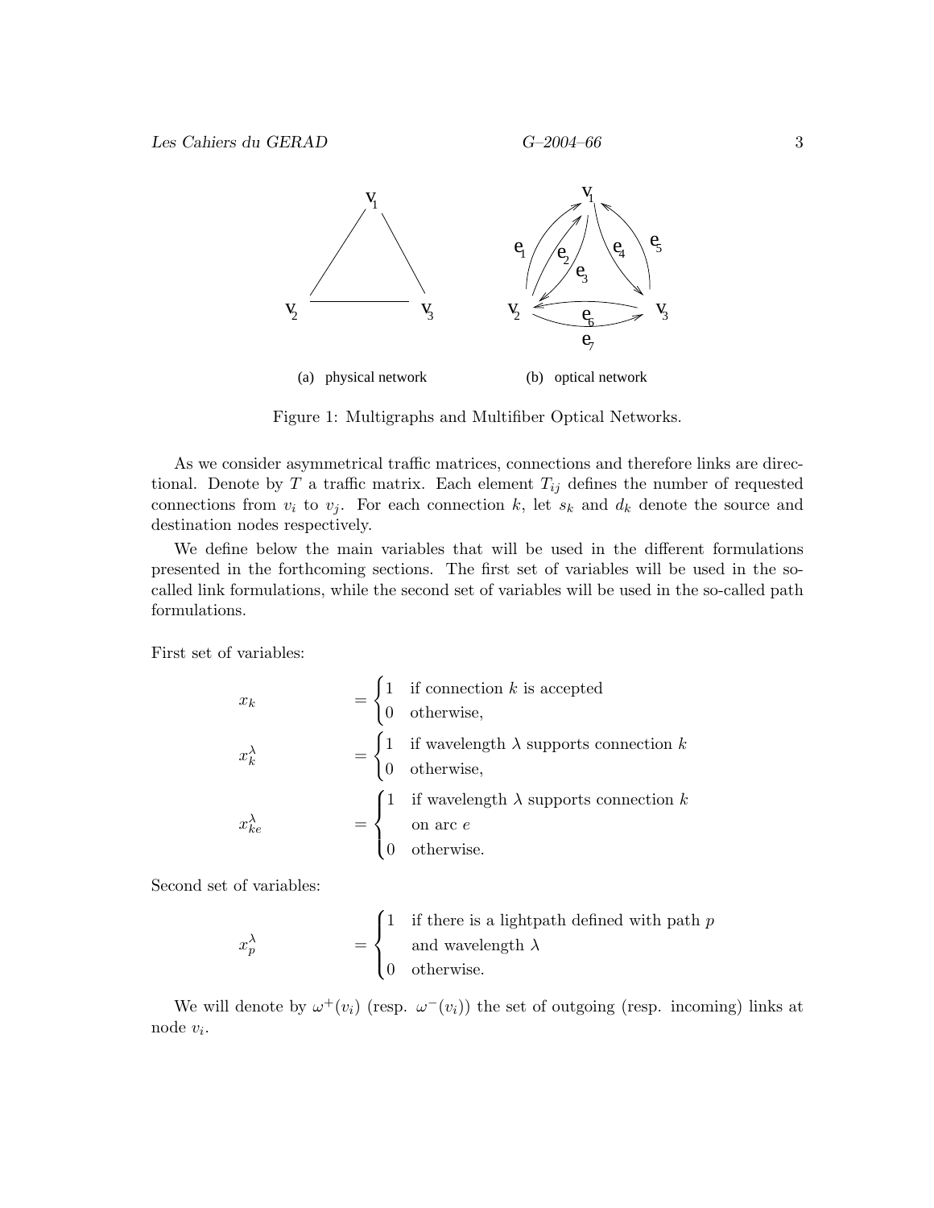v1

v2 v3

(a) physical network

v1

e1 e2 e3 e4 e5

v2 e6 e7 v3

(b) optical network

Figure 1: Multigraphs and Multifiber Optical Networks.

As we consider asymmetrical traffic matrices, connections and therefore links are directional. Denote by $T$ a traffic matrix. Each element $T_{ij}$ defines the number of requested connections from $v_i$ to $v_j$. For each connection $k$, let $s_k$ and $d_k$ denote the source and destination nodes respectively.

We define below the main variables that will be used in the different formulations presented in the forthcoming sections. The first set of variables will be used in the so-called link formulations, while the second set of variables will be used in the so-called path formulations.

First set of variables:

$$x_k = \begin{cases} 1 & \text{if connection } k \text{ is accepted} \\ 0 & \text{otherwise,} \end{cases}$$

$$x_k^\lambda = \begin{cases} 1 & \text{if wavelength } \lambda \text{ supports connection } k \\ 0 & \text{otherwise,} \end{cases}$$

$$x_{ke}^\lambda = \begin{cases} 1 & \text{if wavelength } \lambda \text{ supports connection } k \\ & \text{on arc } e \\ 0 & \text{otherwise.} \end{cases}$$

Second set of variables:

$$x_p^\lambda = \begin{cases} 1 & \text{if there is a lightpath defined with path } p \\ & \text{and wavelength } \lambda \\ 0 & \text{otherwise.} \end{cases}$$

We will denote by $\omega^+(v_i)$ (resp. $\omega^-(v_i)$) the set of outgoing (resp. incoming) links at node $v_i$.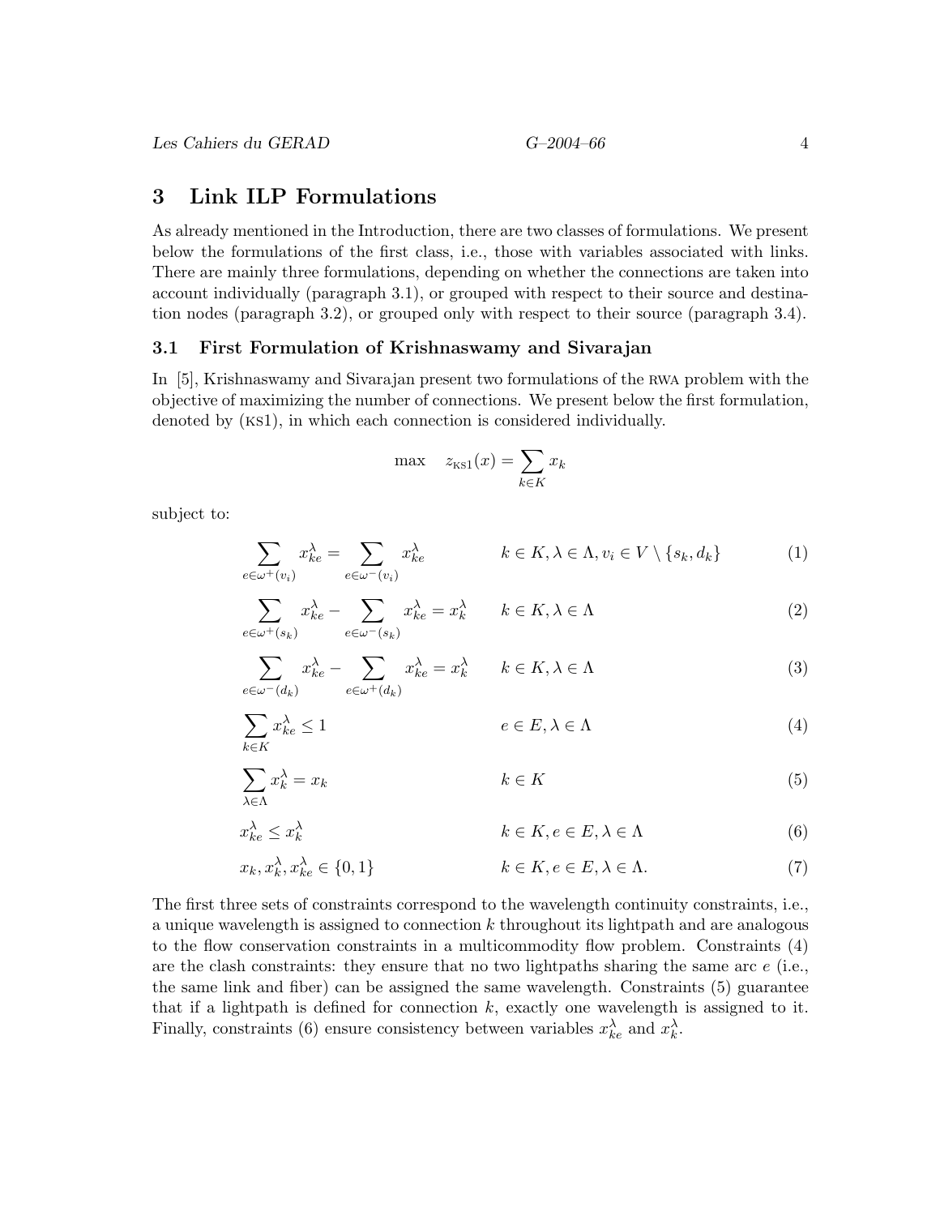# 3 Link ILP Formulations

As already mentioned in the Introduction, there are two classes of formulations. We present below the formulations of the first class, i.e., those with variables associated with links. There are mainly three formulations, depending on whether the connections are taken into account individually (paragraph 3.1), or grouped with respect to their source and destination nodes (paragraph 3.2), or grouped only with respect to their source (paragraph 3.4).

## 3.1 First Formulation of Krishnaswamy and Sivarajan

In [5], Krishnaswamy and Sivarajan present two formulations of the RWA problem with the objective of maximizing the number of connections. We present below the first formulation, denoted by (KS1), in which each connection is considered individually.

$$\max \quad z_{\text{KS1}}(x) = \sum_{k \in K} x_k$$

subject to:

$$\sum_{e \in \omega^+(v_i)} x_{ke}^{\lambda} = \sum_{e \in \omega^-(v_i)} x_{ke}^{\lambda} \qquad k \in K, \lambda \in \Lambda, v_i \in V \setminus \{s_k, d_k\} \tag{1}$$

$$\sum_{e \in \omega^+(s_k)} x_{ke}^{\lambda} - \sum_{e \in \omega^-(s_k)} x_{ke}^{\lambda} = x_k^{\lambda} \qquad k \in K, \lambda \in \Lambda \tag{2}$$

$$\sum_{e \in \omega^-(d_k)} x_{ke}^{\lambda} - \sum_{e \in \omega^+(d_k)} x_{ke}^{\lambda} = x_k^{\lambda} \qquad k \in K, \lambda \in \Lambda \tag{3}$$

$$\sum_{k \in K} x_{ke}^{\lambda} \leq 1 \qquad e \in E, \lambda \in \Lambda \tag{4}$$

$$\sum_{\lambda \in \Lambda} x_k^{\lambda} = x_k \qquad k \in K \tag{5}$$

$$x_{ke}^{\lambda} \leq x_k^{\lambda} \qquad k \in K, e \in E, \lambda \in \Lambda \tag{6}$$

$$x_k, x_k^{\lambda}, x_{ke}^{\lambda} \in \{0, 1\} \qquad k \in K, e \in E, \lambda \in \Lambda. \tag{7}$$

The first three sets of constraints correspond to the wavelength continuity constraints, i.e., a unique wavelength is assigned to connection $k$ throughout its lightpath and are analogous to the flow conservation constraints in a multicommodity flow problem. Constraints (4) are the clash constraints: they ensure that no two lightpaths sharing the same arc $e$ (i.e., the same link and fiber) can be assigned the same wavelength. Constraints (5) guarantee that if a lightpath is defined for connection $k$, exactly one wavelength is assigned to it. Finally, constraints (6) ensure consistency between variables $x_{ke}^{\lambda}$ and $x_k^{\lambda}$.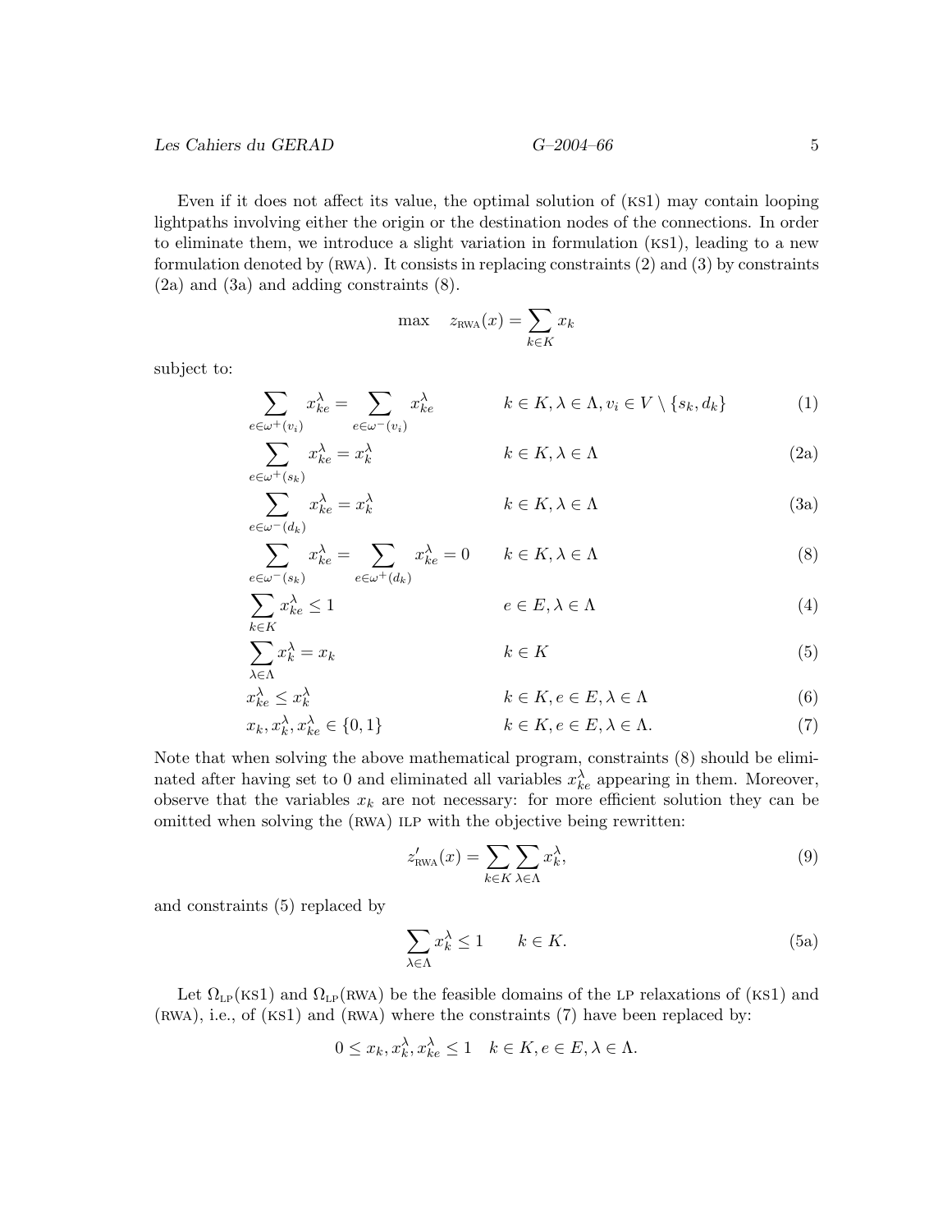Even if it does not affect its value, the optimal solution of (KS1) may contain looping lightpaths involving either the origin or the destination nodes of the connections. In order to eliminate them, we introduce a slight variation in formulation (KS1), leading to a new formulation denoted by (RWA). It consists in replacing constraints (2) and (3) by constraints (2a) and (3a) and adding constraints (8).

$$\max \quad z_{\text{RWA}}(x) = \sum_{k \in K} x_k$$

subject to:

$$\sum_{e \in \omega^+(v_i)} x_{ke}^\lambda = \sum_{e \in \omega^-(v_i)} x_{ke}^\lambda \qquad k \in K, \lambda \in \Lambda, v_i \in V \setminus \{s_k, d_k\} \tag{1}$$

$$\sum_{e \in \omega^+(s_k)} x_{ke}^\lambda = x_k^\lambda \qquad k \in K, \lambda \in \Lambda \tag{2a}$$

$$\sum_{e \in \omega^-(d_k)} x_{ke}^\lambda = x_k^\lambda \qquad k \in K, \lambda \in \Lambda \tag{3a}$$

$$\sum_{e \in \omega^-(s_k)} x_{ke}^\lambda = \sum_{e \in \omega^+(d_k)} x_{ke}^\lambda = 0 \qquad k \in K, \lambda \in \Lambda \tag{8}$$

$$\sum_{k \in K} x_{ke}^\lambda \leq 1 \qquad e \in E, \lambda \in \Lambda \tag{4}$$

$$\sum_{\lambda \in \Lambda} x_k^\lambda = x_k \qquad k \in K \tag{5}$$

$$x_{ke}^\lambda \leq x_k^\lambda \qquad k \in K, e \in E, \lambda \in \Lambda \tag{6}$$

$$x_k, x_k^\lambda, x_{ke}^\lambda \in \{0, 1\} \qquad k \in K, e \in E, \lambda \in \Lambda. \tag{7}$$

Note that when solving the above mathematical program, constraints (8) should be eliminated after having set to 0 and eliminated all variables $x_{ke}^\lambda$ appearing in them. Moreover, observe that the variables $x_k$ are not necessary: for more efficient solution they can be omitted when solving the (RWA) ILP with the objective being rewritten:

$$z'_{\text{RWA}}(x) = \sum_{k \in K} \sum_{\lambda \in \Lambda} x_k^\lambda, \tag{9}$$

and constraints (5) replaced by

$$\sum_{\lambda \in \Lambda} x_k^\lambda \leq 1 \qquad k \in K. \tag{5a}$$

Let $\Omega_{\text{LP}}(\text{KS1})$ and $\Omega_{\text{LP}}(\text{RWA})$ be the feasible domains of the LP relaxations of (KS1) and (RWA), i.e., of (KS1) and (RWA) where the constraints (7) have been replaced by:

$$0 \leq x_k, x_k^\lambda, x_{ke}^\lambda \leq 1 \quad k \in K, e \in E, \lambda \in \Lambda.$$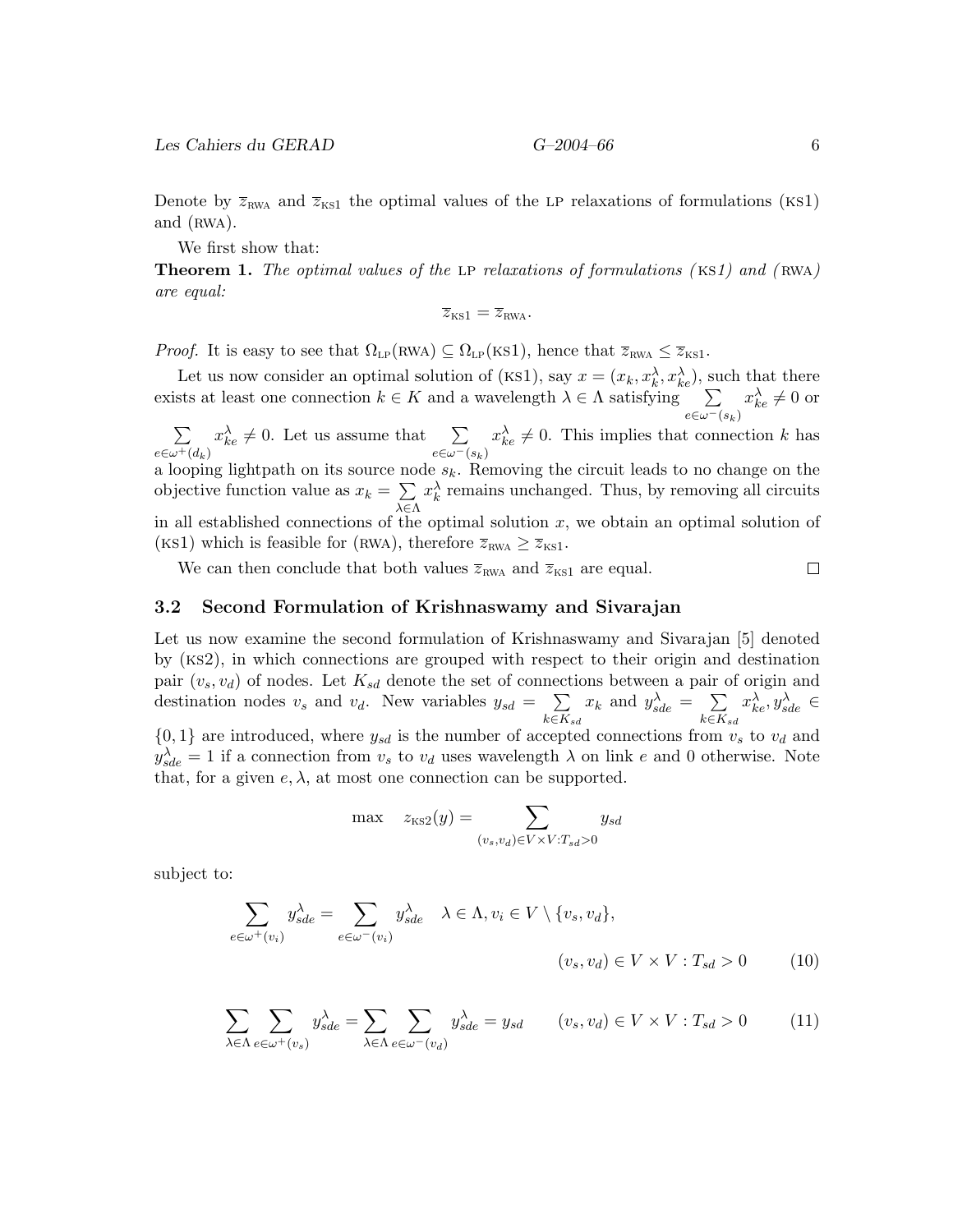Denote by $\overline{z}_{\text{RWA}}$ and $\overline{z}_{\text{KS1}}$ the optimal values of the LP relaxations of formulations (KS1) and (RWA).

We first show that:

**Theorem 1.** *The optimal values of the* LP *relaxations of formulations (*KS1*) and (*RWA*) are equal:*

$$\overline{z}_{\text{KS1}} = \overline{z}_{\text{RWA}}.$$

*Proof.* It is easy to see that $\Omega_{\text{LP}}(\text{RWA}) \subseteq \Omega_{\text{LP}}(\text{KS1})$, hence that $\overline{z}_{\text{RWA}} \leq \overline{z}_{\text{KS1}}$.

Let us now consider an optimal solution of (KS1), say $x = (x_k, x_k^\lambda, x_{ke}^\lambda)$, such that there exists at least one connection $k \in K$ and a wavelength $\lambda \in \Lambda$ satisfying $\sum_{e \in \omega^-(s_k)} x_{ke}^\lambda \neq 0$ or $\sum_{e \in \omega^+(d_k)} x_{ke}^\lambda \neq 0$. Let us assume that $\sum_{e \in \omega^-(s_k)} x_{ke}^\lambda \neq 0$. This implies that connection $k$ has a looping lightpath on its source node $s_k$. Removing the circuit leads to no change on the objective function value as $x_k = \sum_{\lambda \in \Lambda} x_k^\lambda$ remains unchanged. Thus, by removing all circuits in all established connections of the optimal solution $x$, we obtain an optimal solution of (KS1) which is feasible for (RWA), therefore $\overline{z}_{\text{RWA}} \geq \overline{z}_{\text{KS1}}$.

We can then conclude that both values $\overline{z}_{\text{RWA}}$ and $\overline{z}_{\text{KS1}}$ are equal. □

### 3.2 Second Formulation of Krishnaswamy and Sivarajan

Let us now examine the second formulation of Krishnaswamy and Sivarajan [5] denoted by (KS2), in which connections are grouped with respect to their origin and destination pair $(v_s, v_d)$ of nodes. Let $K_{sd}$ denote the set of connections between a pair of origin and destination nodes $v_s$ and $v_d$. New variables $y_{sd} = \sum_{k \in K_{sd}} x_k$ and $y_{sde}^\lambda = \sum_{k \in K_{sd}} x_{ke}^\lambda, y_{sde}^\lambda \in \{0, 1\}$ are introduced, where $y_{sd}$ is the number of accepted connections from $v_s$ to $v_d$ and $y_{sde}^\lambda = 1$ if a connection from $v_s$ to $v_d$ uses wavelength $\lambda$ on link $e$ and 0 otherwise. Note that, for a given $e, \lambda$, at most one connection can be supported.

$$\max \quad z_{\text{KS2}}(y) = \sum_{(v_s, v_d) \in V \times V : T_{sd} > 0} y_{sd}$$

subject to:

$$\sum_{e \in \omega^+(v_i)} y_{sde}^\lambda = \sum_{e \in \omega^-(v_i)} y_{sde}^\lambda \quad \lambda \in \Lambda, v_i \in V \setminus \{v_s, v_d\}, \quad (v_s, v_d) \in V \times V : T_{sd} > 0 \tag{10}$$

$$\sum_{\lambda \in \Lambda} \sum_{e \in \omega^+(v_s)} y_{sde}^\lambda = \sum_{\lambda \in \Lambda} \sum_{e \in \omega^-(v_d)} y_{sde}^\lambda = y_{sd} \qquad (v_s, v_d) \in V \times V : T_{sd} > 0 \tag{11}$$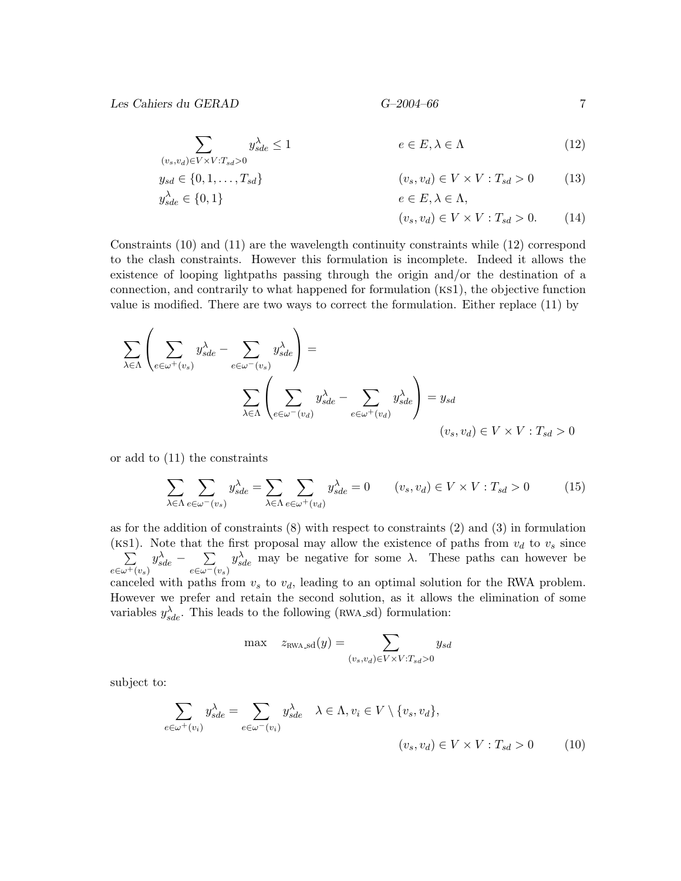$$\sum_{(v_s,v_d) \in V \times V : T_{sd} > 0} y^{\lambda}_{sde} \leq 1 \qquad e \in E, \lambda \in \Lambda \tag{12}$$

$$y_{sd} \in \{0, 1, \ldots, T_{sd}\} \qquad (v_s, v_d) \in V \times V : T_{sd} > 0 \tag{13}$$

$$y^{\lambda}_{sde} \in \{0, 1\} \qquad e \in E, \lambda \in \Lambda, \; (v_s, v_d) \in V \times V : T_{sd} > 0. \tag{14}$$

Constraints (10) and (11) are the wavelength continuity constraints while (12) correspond to the clash constraints. However this formulation is incomplete. Indeed it allows the existence of looping lightpaths passing through the origin and/or the destination of a connection, and contrarily to what happened for formulation (KS1), the objective function value is modified. There are two ways to correct the formulation. Either replace (11) by

$$\sum_{\lambda \in \Lambda} \left( \sum_{e \in \omega^+(v_s)} y^{\lambda}_{sde} - \sum_{e \in \omega^-(v_s)} y^{\lambda}_{sde} \right) = \sum_{\lambda \in \Lambda} \left( \sum_{e \in \omega^-(v_d)} y^{\lambda}_{sde} - \sum_{e \in \omega^+(v_d)} y^{\lambda}_{sde} \right) = y_{sd} \qquad (v_s, v_d) \in V \times V : T_{sd} > 0$$

or add to (11) the constraints

$$\sum_{\lambda \in \Lambda} \sum_{e \in \omega^-(v_s)} y^{\lambda}_{sde} = \sum_{\lambda \in \Lambda} \sum_{e \in \omega^+(v_d)} y^{\lambda}_{sde} = 0 \qquad (v_s, v_d) \in V \times V : T_{sd} > 0 \tag{15}$$

as for the addition of constraints (8) with respect to constraints (2) and (3) in formulation (KS1). Note that the first proposal may allow the existence of paths from $v_d$ to $v_s$ since $\sum_{e \in \omega^+(v_s)} y^{\lambda}_{sde} - \sum_{e \in \omega^-(v_s)} y^{\lambda}_{sde}$ may be negative for some $\lambda$. These paths can however be canceled with paths from $v_s$ to $v_d$, leading to an optimal solution for the RWA problem. However we prefer and retain the second solution, as it allows the elimination of some variables $y^{\lambda}_{sde}$. This leads to the following (RWA_sd) formulation:

$$\max \quad z_{\text{RWA\_sd}}(y) = \sum_{(v_s,v_d) \in V \times V : T_{sd} > 0} y_{sd}$$

subject to:

$$\sum_{e \in \omega^+(v_i)} y^{\lambda}_{sde} = \sum_{e \in \omega^-(v_i)} y^{\lambda}_{sde} \quad \lambda \in \Lambda, v_i \in V \setminus \{v_s, v_d\}, \; (v_s, v_d) \in V \times V : T_{sd} > 0 \tag{10}$$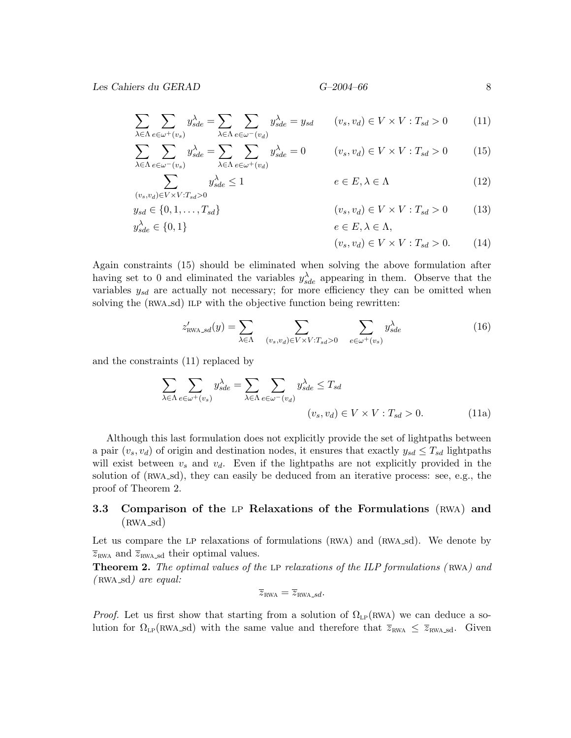$$\sum_{\lambda \in \Lambda} \sum_{e \in \omega^+(v_s)} y_{sde}^\lambda = \sum_{\lambda \in \Lambda} \sum_{e \in \omega^-(v_d)} y_{sde}^\lambda = y_{sd} \qquad (v_s, v_d) \in V \times V : T_{sd} > 0 \qquad (11)$$

$$\sum_{\lambda \in \Lambda} \sum_{e \in \omega^-(v_s)} y_{sde}^\lambda = \sum_{\lambda \in \Lambda} \sum_{e \in \omega^+(v_d)} y_{sde}^\lambda = 0 \qquad (v_s, v_d) \in V \times V : T_{sd} > 0 \qquad (15)$$

$$\sum_{(v_s, v_d) \in V \times V : T_{sd} > 0} y_{sde}^\lambda \leq 1 \qquad e \in E, \lambda \in \Lambda \qquad (12)$$

$$y_{sd} \in \{0, 1, \ldots, T_{sd}\} \qquad (v_s, v_d) \in V \times V : T_{sd} > 0 \qquad (13)$$

$$y_{sde}^\lambda \in \{0, 1\} \qquad e \in E, \lambda \in \Lambda, \quad (v_s, v_d) \in V \times V : T_{sd} > 0. \qquad (14)$$

Again constraints (15) should be eliminated when solving the above formulation after having set to 0 and eliminated the variables $y_{sde}^\lambda$ appearing in them. Observe that the variables $y_{sd}$ are actually not necessary; for more efficiency they can be omitted when solving the (RWA_sd) ILP with the objective function being rewritten:

$$z'_{\text{RWA\_sd}}(y) = \sum_{\lambda \in \Lambda} \sum_{(v_s, v_d) \in V \times V : T_{sd} > 0} \sum_{e \in \omega^+(v_s)} y_{sde}^\lambda \qquad (16)$$

and the constraints (11) replaced by

$$\sum_{\lambda \in \Lambda} \sum_{e \in \omega^+(v_s)} y_{sde}^\lambda = \sum_{\lambda \in \Lambda} \sum_{e \in \omega^-(v_d)} y_{sde}^\lambda \leq T_{sd} \qquad (v_s, v_d) \in V \times V : T_{sd} > 0. \qquad (11a)$$

Although this last formulation does not explicitly provide the set of lightpaths between a pair $(v_s, v_d)$ of origin and destination nodes, it ensures that exactly $y_{sd} \leq T_{sd}$ lightpaths will exist between $v_s$ and $v_d$. Even if the lightpaths are not explicitly provided in the solution of (RWA_sd), they can easily be deduced from an iterative process: see, e.g., the proof of Theorem 2.

### 3.3 Comparison of the LP Relaxations of the Formulations (RWA) and (RWA_sd)

Let us compare the LP relaxations of formulations (RWA) and (RWA_sd). We denote by $\overline{z}_{\text{RWA}}$ and $\overline{z}_{\text{RWA\_sd}}$ their optimal values.

**Theorem 2.** *The optimal values of the LP relaxations of the ILP formulations (RWA) and (RWA_sd) are equal:*

$$\overline{z}_{\text{RWA}} = \overline{z}_{\text{RWA\_sd}}.$$

*Proof.* Let us first show that starting from a solution of $\Omega_{\text{LP}}(\text{RWA})$ we can deduce a solution for $\Omega_{\text{LP}}(\text{RWA\_sd})$ with the same value and therefore that $\overline{z}_{\text{RWA}} \leq \overline{z}_{\text{RWA\_sd}}$. Given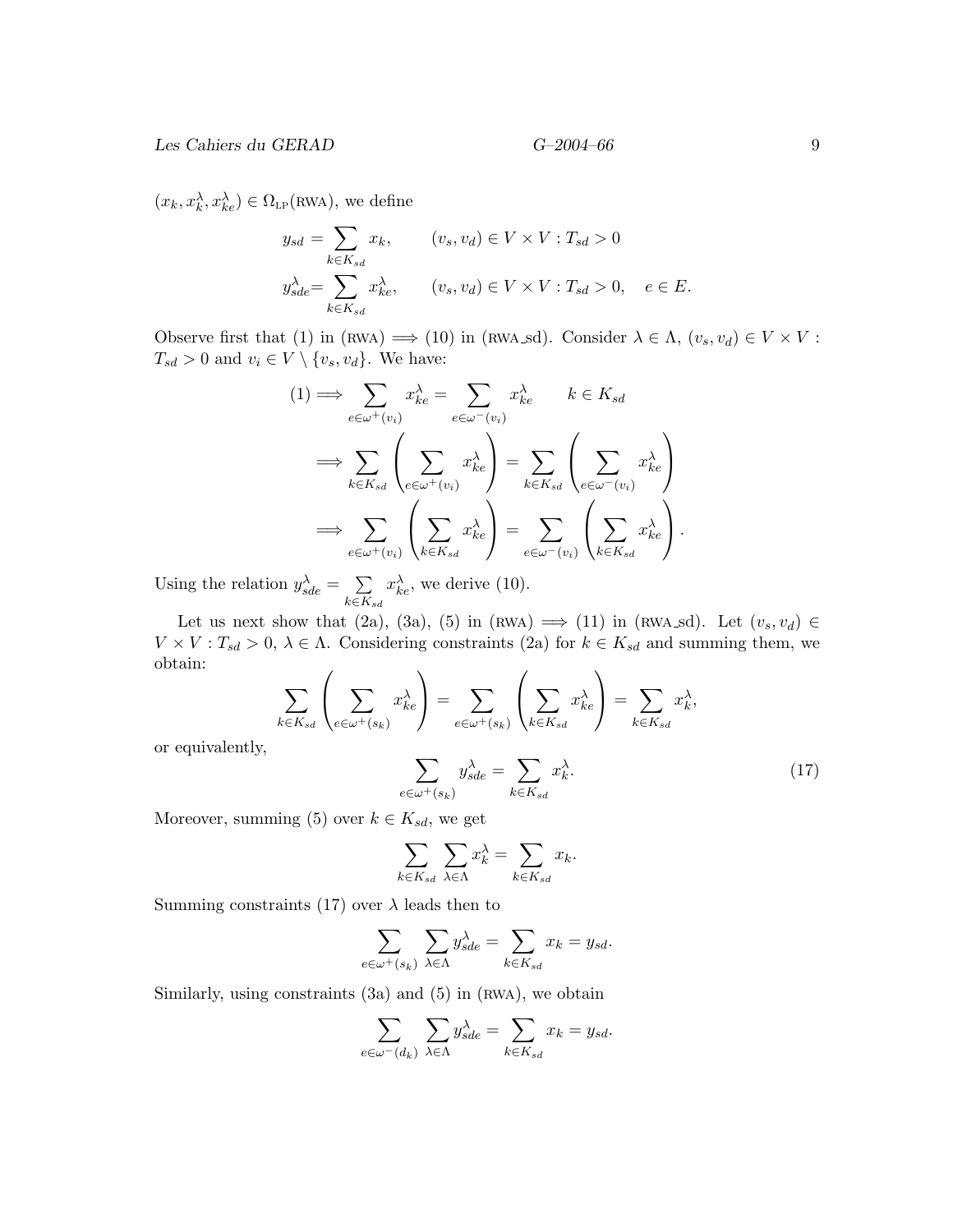$(x_k, x_k^\lambda, x_{ke}^\lambda) \in \Omega_{\text{LP}}(\text{RWA})$, we define

$$y_{sd} = \sum_{k \in K_{sd}} x_k, \qquad (v_s, v_d) \in V \times V : T_{sd} > 0$$
$$y_{sde}^\lambda = \sum_{k \in K_{sd}} x_{ke}^\lambda, \qquad (v_s, v_d) \in V \times V : T_{sd} > 0, \quad e \in E.$$

Observe first that (1) in (RWA) $\Longrightarrow$ (10) in (RWA_sd). Consider $\lambda \in \Lambda$, $(v_s, v_d) \in V \times V$ : $T_{sd} > 0$ and $v_i \in V \setminus \{v_s, v_d\}$. We have:

$$(1) \Longrightarrow \sum_{e \in \omega^+(v_i)} x_{ke}^\lambda = \sum_{e \in \omega^-(v_i)} x_{ke}^\lambda \qquad k \in K_{sd}$$
$$\Longrightarrow \sum_{k \in K_{sd}} \left( \sum_{e \in \omega^+(v_i)} x_{ke}^\lambda \right) = \sum_{k \in K_{sd}} \left( \sum_{e \in \omega^-(v_i)} x_{ke}^\lambda \right)$$
$$\Longrightarrow \sum_{e \in \omega^+(v_i)} \left( \sum_{k \in K_{sd}} x_{ke}^\lambda \right) = \sum_{e \in \omega^-(v_i)} \left( \sum_{k \in K_{sd}} x_{ke}^\lambda \right).$$

Using the relation $y_{sde}^\lambda = \sum_{k \in K_{sd}} x_{ke}^\lambda$, we derive (10).

Let us next show that (2a), (3a), (5) in (RWA) $\Longrightarrow$ (11) in (RWA_sd). Let $(v_s, v_d) \in V \times V : T_{sd} > 0$, $\lambda \in \Lambda$. Considering constraints (2a) for $k \in K_{sd}$ and summing them, we obtain:

$$\sum_{k \in K_{sd}} \left( \sum_{e \in \omega^+(s_k)} x_{ke}^\lambda \right) = \sum_{e \in \omega^+(s_k)} \left( \sum_{k \in K_{sd}} x_{ke}^\lambda \right) = \sum_{k \in K_{sd}} x_k^\lambda,$$

or equivalently,

$$\sum_{e \in \omega^+(s_k)} y_{sde}^\lambda = \sum_{k \in K_{sd}} x_k^\lambda. \tag{17}$$

Moreover, summing (5) over $k \in K_{sd}$, we get

$$\sum_{k \in K_{sd}} \sum_{\lambda \in \Lambda} x_k^\lambda = \sum_{k \in K_{sd}} x_k.$$

Summing constraints (17) over $\lambda$ leads then to

$$\sum_{e \in \omega^+(s_k)} \sum_{\lambda \in \Lambda} y_{sde}^\lambda = \sum_{k \in K_{sd}} x_k = y_{sd}.$$

Similarly, using constraints (3a) and (5) in (RWA), we obtain

$$\sum_{e \in \omega^-(d_k)} \sum_{\lambda \in \Lambda} y_{sde}^\lambda = \sum_{k \in K_{sd}} x_k = y_{sd}.$$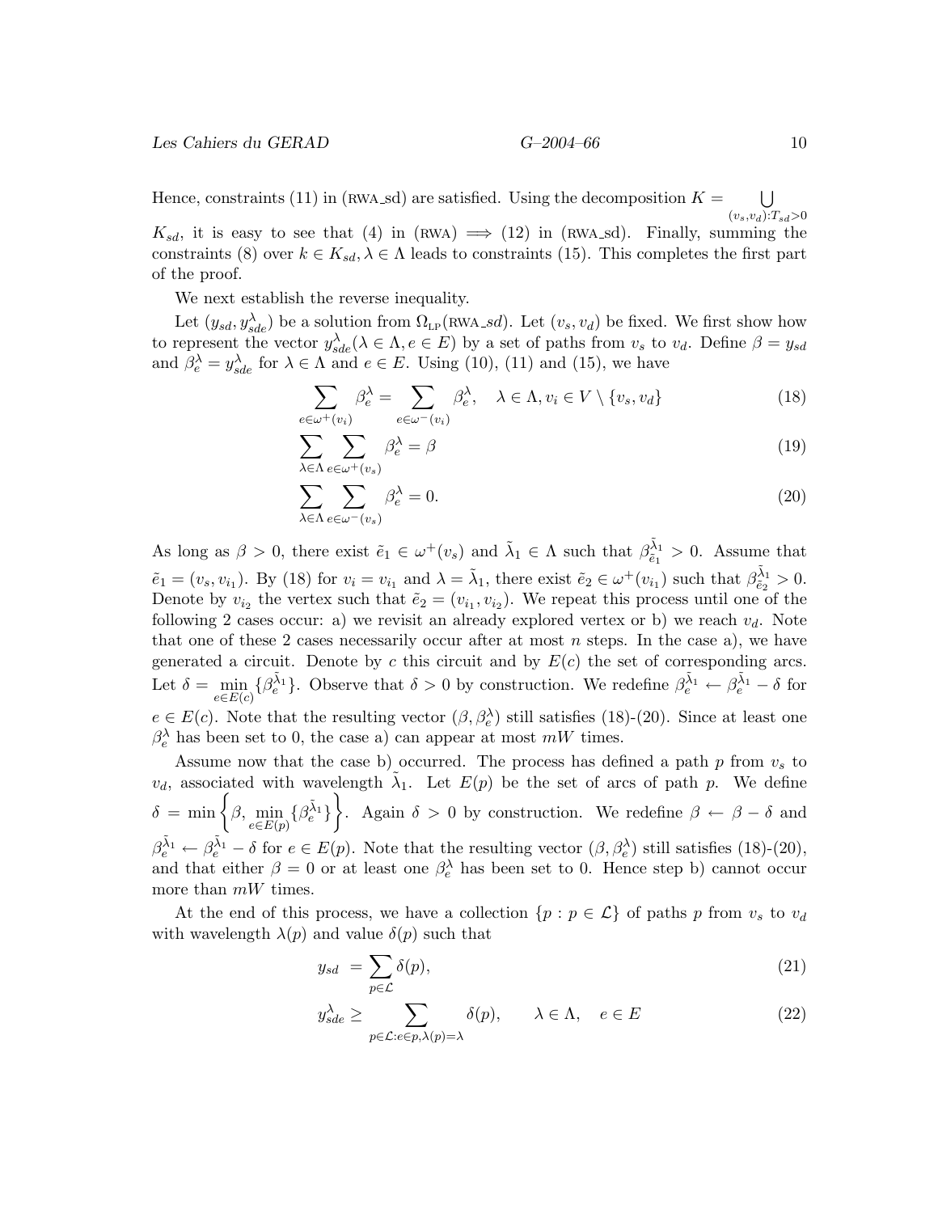Hence, constraints (11) in (RWA_sd) are satisfied. Using the decomposition $K = \bigcup_{(v_s,v_d):T_{sd}>0} K_{sd}$, it is easy to see that (4) in (RWA) $\Longrightarrow$ (12) in (RWA_sd). Finally, summing the constraints (8) over $k \in K_{sd}, \lambda \in \Lambda$ leads to constraints (15). This completes the first part of the proof.

We next establish the reverse inequality.

Let $(y_{sd}, y^{\lambda}_{sde})$ be a solution from $\Omega_{\text{LP}}(\text{RWA\_}sd)$. Let $(v_s, v_d)$ be fixed. We first show how to represent the vector $y^{\lambda}_{sde}(\lambda \in \Lambda, e \in E)$ by a set of paths from $v_s$ to $v_d$. Define $\beta = y_{sd}$ and $\beta^{\lambda}_e = y^{\lambda}_{sde}$ for $\lambda \in \Lambda$ and $e \in E$. Using (10), (11) and (15), we have

$$\sum_{e \in \omega^+(v_i)} \beta^{\lambda}_e = \sum_{e \in \omega^-(v_i)} \beta^{\lambda}_e, \quad \lambda \in \Lambda, v_i \in V \setminus \{v_s, v_d\} \tag{18}$$

$$\sum_{\lambda \in \Lambda} \sum_{e \in \omega^+(v_s)} \beta^{\lambda}_e = \beta \tag{19}$$

$$\sum_{\lambda \in \Lambda} \sum_{e \in \omega^-(v_s)} \beta^{\lambda}_e = 0. \tag{20}$$

As long as $\beta > 0$, there exist $\tilde{e}_1 \in \omega^+(v_s)$ and $\tilde{\lambda}_1 \in \Lambda$ such that $\beta^{\tilde{\lambda}_1}_{\tilde{e}_1} > 0$. Assume that $\tilde{e}_1 = (v_s, v_{i_1})$. By (18) for $v_i = v_{i_1}$ and $\lambda = \tilde{\lambda}_1$, there exist $\tilde{e}_2 \in \omega^+(v_{i_1})$ such that $\beta^{\tilde{\lambda}_1}_{\tilde{e}_2} > 0$. Denote by $v_{i_2}$ the vertex such that $\tilde{e}_2 = (v_{i_1}, v_{i_2})$. We repeat this process until one of the following 2 cases occur: a) we revisit an already explored vertex or b) we reach $v_d$. Note that one of these 2 cases necessarily occur after at most $n$ steps. In the case a), we have generated a circuit. Denote by $c$ this circuit and by $E(c)$ the set of corresponding arcs. Let $\delta = \min_{e \in E(c)} \{\beta^{\tilde{\lambda}_1}_e\}$. Observe that $\delta > 0$ by construction. We redefine $\beta^{\tilde{\lambda}_1}_e \leftarrow \beta^{\tilde{\lambda}_1}_e - \delta$ for $e \in E(c)$. Note that the resulting vector $(\beta, \beta^{\lambda}_e)$ still satisfies (18)-(20). Since at least one $\beta^{\lambda}_e$ has been set to 0, the case a) can appear at most $mW$ times.

Assume now that the case b) occurred. The process has defined a path $p$ from $v_s$ to $v_d$, associated with wavelength $\tilde{\lambda}_1$. Let $E(p)$ be the set of arcs of path $p$. We define $\delta = \min \left\{ \beta, \min_{e \in E(p)} \{\beta^{\tilde{\lambda}_1}_e\} \right\}$. Again $\delta > 0$ by construction. We redefine $\beta \leftarrow \beta - \delta$ and $\beta^{\tilde{\lambda}_1}_e \leftarrow \beta^{\tilde{\lambda}_1}_e - \delta$ for $e \in E(p)$. Note that the resulting vector $(\beta, \beta^{\lambda}_e)$ still satisfies (18)-(20), and that either $\beta = 0$ or at least one $\beta^{\lambda}_e$ has been set to 0. Hence step b) cannot occur more than $mW$ times.

At the end of this process, we have a collection $\{p : p \in \mathcal{L}\}$ of paths $p$ from $v_s$ to $v_d$ with wavelength $\lambda(p)$ and value $\delta(p)$ such that

$$y_{sd} = \sum_{p \in \mathcal{L}} \delta(p), \tag{21}$$

$$y^{\lambda}_{sde} \geq \sum_{p \in \mathcal{L}: e \in p, \lambda(p) = \lambda} \delta(p), \qquad \lambda \in \Lambda, \quad e \in E \tag{22}$$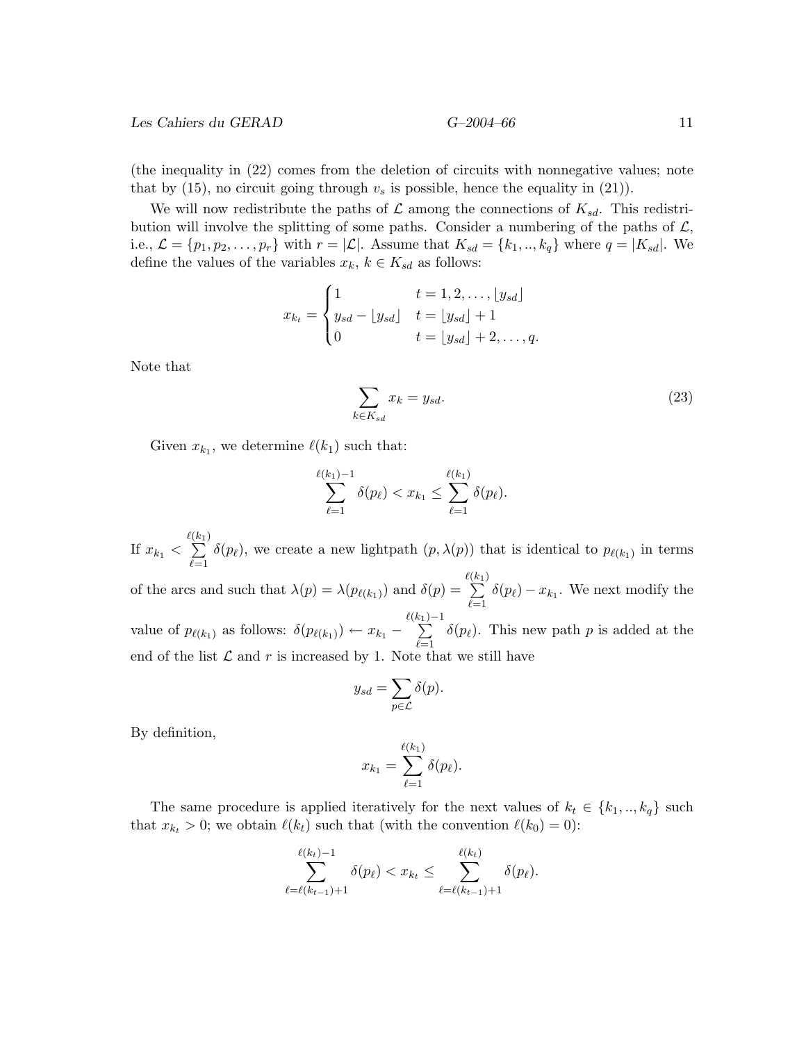(the inequality in (22) comes from the deletion of circuits with nonnegative values; note that by (15), no circuit going through $v_s$ is possible, hence the equality in (21)).

We will now redistribute the paths of $\mathcal{L}$ among the connections of $K_{sd}$. This redistribution will involve the splitting of some paths. Consider a numbering of the paths of $\mathcal{L}$, i.e., $\mathcal{L} = \{p_1, p_2, \ldots, p_r\}$ with $r = |\mathcal{L}|$. Assume that $K_{sd} = \{k_1, .., k_q\}$ where $q = |K_{sd}|$. We define the values of the variables $x_k$, $k \in K_{sd}$ as follows:

$$x_{k_t} = \begin{cases} 1 & t = 1, 2, \ldots, \lfloor y_{sd} \rfloor \\ y_{sd} - \lfloor y_{sd} \rfloor & t = \lfloor y_{sd} \rfloor + 1 \\ 0 & t = \lfloor y_{sd} \rfloor + 2, \ldots, q. \end{cases}$$

Note that

$$\sum_{k \in K_{sd}} x_k = y_{sd}. \tag{23}$$

Given $x_{k_1}$, we determine $\ell(k_1)$ such that:

$$\sum_{\ell=1}^{\ell(k_1)-1} \delta(p_\ell) < x_{k_1} \leq \sum_{\ell=1}^{\ell(k_1)} \delta(p_\ell).$$

If $x_{k_1} < \sum_{\ell=1}^{\ell(k_1)} \delta(p_\ell)$, we create a new lightpath $(p, \lambda(p))$ that is identical to $p_{\ell(k_1)}$ in terms of the arcs and such that $\lambda(p) = \lambda(p_{\ell(k_1)})$ and $\delta(p) = \sum_{\ell=1}^{\ell(k_1)} \delta(p_\ell) - x_{k_1}$. We next modify the value of $p_{\ell(k_1)}$ as follows: $\delta(p_{\ell(k_1)}) \leftarrow x_{k_1} - \sum_{\ell=1}^{\ell(k_1)-1} \delta(p_\ell)$. This new path $p$ is added at the end of the list $\mathcal{L}$ and $r$ is increased by 1. Note that we still have

$$y_{sd} = \sum_{p \in \mathcal{L}} \delta(p).$$

By definition,

$$x_{k_1} = \sum_{\ell=1}^{\ell(k_1)} \delta(p_\ell).$$

The same procedure is applied iteratively for the next values of $k_t \in \{k_1, .., k_q\}$ such that $x_{k_t} > 0$; we obtain $\ell(k_t)$ such that (with the convention $\ell(k_0) = 0$):

$$\sum_{\ell=\ell(k_{t-1})+1}^{\ell(k_t)-1} \delta(p_\ell) < x_{k_t} \leq \sum_{\ell=\ell(k_{t-1})+1}^{\ell(k_t)} \delta(p_\ell).$$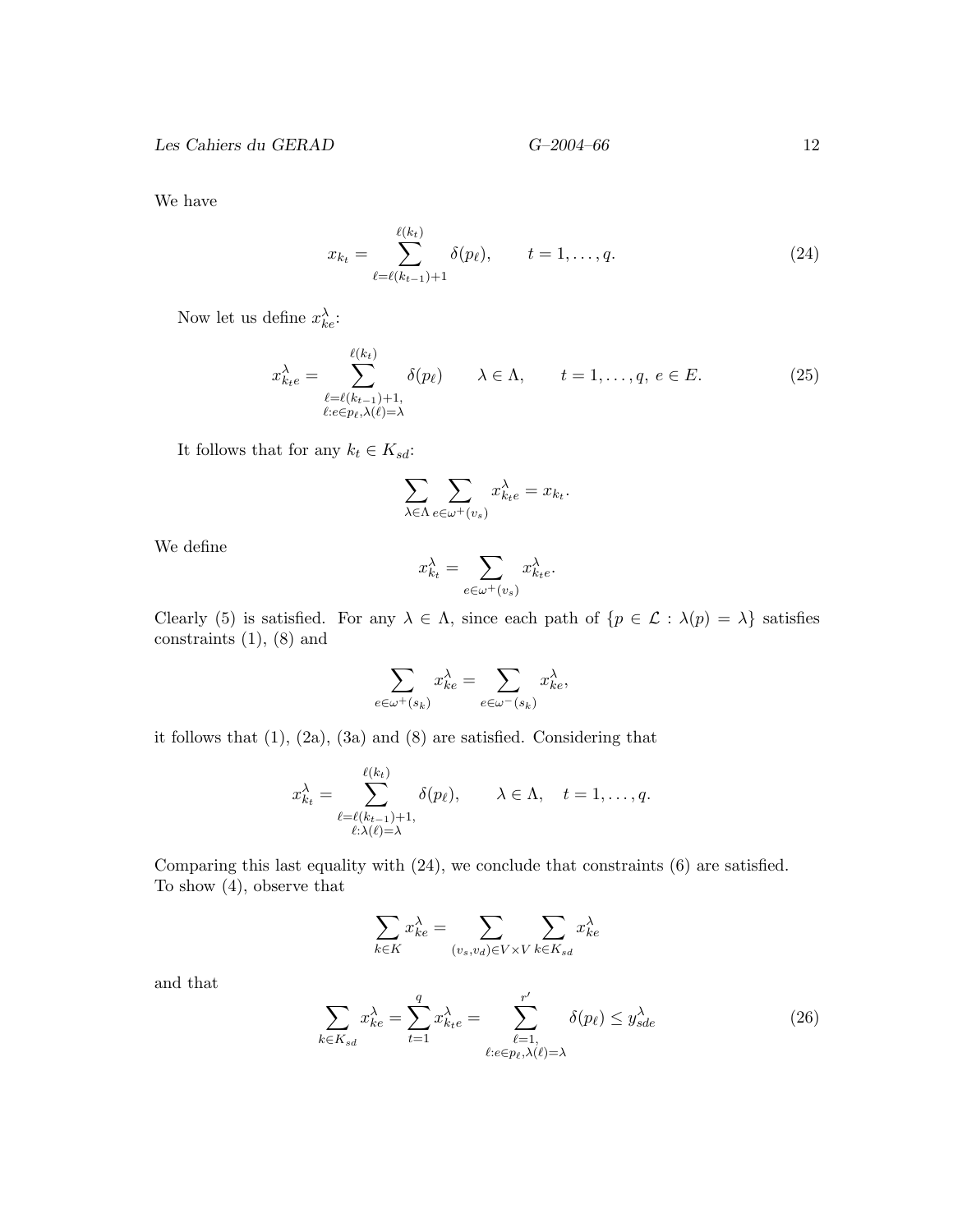We have

$$x_{k_t} = \sum_{\ell=\ell(k_{t-1})+1}^{\ell(k_t)} \delta(p_\ell), \qquad t = 1, \ldots, q. \tag{24}$$

Now let us define $x^\lambda_{ke}$:

$$x^\lambda_{k_t e} = \sum_{\substack{\ell=\ell(k_{t-1})+1, \\ \ell: e \in p_\ell, \lambda(\ell)=\lambda}}^{\ell(k_t)} \delta(p_\ell) \qquad \lambda \in \Lambda, \qquad t = 1, \ldots, q, \; e \in E. \tag{25}$$

It follows that for any $k_t \in K_{sd}$:

$$\sum_{\lambda \in \Lambda} \sum_{e \in \omega^+(v_s)} x^\lambda_{k_t e} = x_{k_t}.$$

We define

$$x^\lambda_{k_t} = \sum_{e \in \omega^+(v_s)} x^\lambda_{k_t e}.$$

Clearly (5) is satisfied. For any $\lambda \in \Lambda$, since each path of $\{p \in \mathcal{L} : \lambda(p) = \lambda\}$ satisfies constraints (1), (8) and

$$\sum_{e \in \omega^+(s_k)} x^\lambda_{ke} = \sum_{e \in \omega^-(s_k)} x^\lambda_{ke},$$

it follows that (1), (2a), (3a) and (8) are satisfied. Considering that

$$x^\lambda_{k_t} = \sum_{\substack{\ell=\ell(k_{t-1})+1, \\ \ell: \lambda(\ell)=\lambda}}^{\ell(k_t)} \delta(p_\ell), \qquad \lambda \in \Lambda, \quad t = 1, \ldots, q.$$

Comparing this last equality with (24), we conclude that constraints (6) are satisfied. To show (4), observe that

$$\sum_{k \in K} x^\lambda_{ke} = \sum_{(v_s, v_d) \in V \times V} \sum_{k \in K_{sd}} x^\lambda_{ke}$$

and that

$$\sum_{k \in K_{sd}} x^\lambda_{ke} = \sum_{t=1}^{q} x^\lambda_{k_t e} = \sum_{\substack{\ell=1, \\ \ell: e \in p_\ell, \lambda(\ell)=\lambda}}^{r'} \delta(p_\ell) \leq y^\lambda_{sde} \tag{26}$$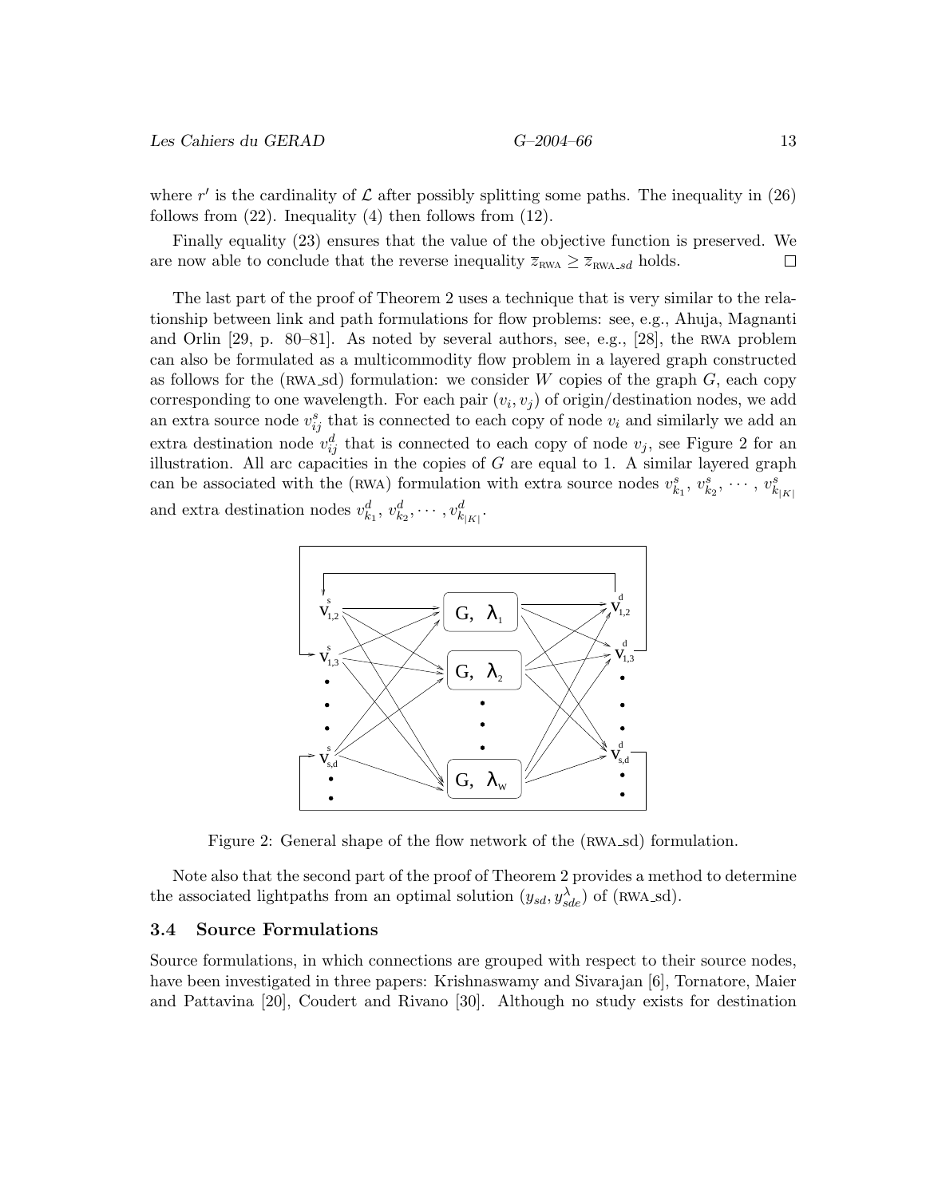where $r'$ is the cardinality of $\mathcal{L}$ after possibly splitting some paths. The inequality in (26) follows from (22). Inequality (4) then follows from (12).

Finally equality (23) ensures that the value of the objective function is preserved. We are now able to conclude that the reverse inequality $\overline{z}_{\text{RWA}} \geq \overline{z}_{\text{RWA\_}sd}$ holds. □

The last part of the proof of Theorem 2 uses a technique that is very similar to the relationship between link and path formulations for flow problems: see, e.g., Ahuja, Magnanti and Orlin [29, p. 80–81]. As noted by several authors, see, e.g., [28], the RWA problem can also be formulated as a multicommodity flow problem in a layered graph constructed as follows for the (RWA_sd) formulation: we consider $W$ copies of the graph $G$, each copy corresponding to one wavelength. For each pair $(v_i, v_j)$ of origin/destination nodes, we add an extra source node $v^s_{ij}$ that is connected to each copy of node $v_i$ and similarly we add an extra destination node $v^d_{ij}$ that is connected to each copy of node $v_j$, see Figure 2 for an illustration. All arc capacities in the copies of $G$ are equal to 1. A similar layered graph can be associated with the (RWA) formulation with extra source nodes $v^s_{k_1}$, $v^s_{k_2}$, $\cdots$, $v^s_{k_{|K|}}$ and extra destination nodes $v^d_{k_1}$, $v^d_{k_2}$, $\cdots$, $v^d_{k_{|K|}}$.

Figure 2: General shape of the flow network of the (RWA_sd) formulation.

Note also that the second part of the proof of Theorem 2 provides a method to determine the associated lightpaths from an optimal solution $(y_{sd}, y^{\lambda}_{sde})$ of (RWA_sd).

### 3.4 Source Formulations

Source formulations, in which connections are grouped with respect to their source nodes, have been investigated in three papers: Krishnaswamy and Sivarajan [6], Tornatore, Maier and Pattavina [20], Coudert and Rivano [30]. Although no study exists for destination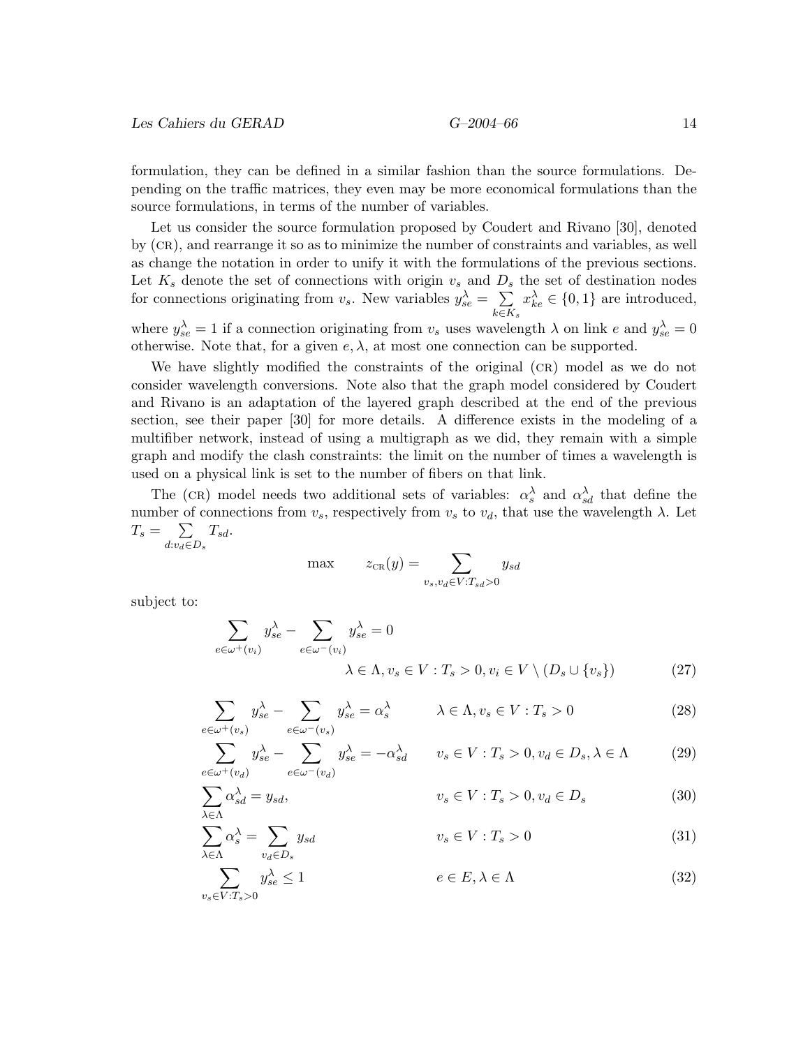formulation, they can be defined in a similar fashion than the source formulations. Depending on the traffic matrices, they even may be more economical formulations than the source formulations, in terms of the number of variables.

Let us consider the source formulation proposed by Coudert and Rivano [30], denoted by (CR), and rearrange it so as to minimize the number of constraints and variables, as well as change the notation in order to unify it with the formulations of the previous sections. Let $K_s$ denote the set of connections with origin $v_s$ and $D_s$ the set of destination nodes for connections originating from $v_s$. New variables $y^{\lambda}_{se} = \sum_{k \in K_s} x^{\lambda}_{ke} \in \{0,1\}$ are introduced, where $y^{\lambda}_{se} = 1$ if a connection originating from $v_s$ uses wavelength $\lambda$ on link $e$ and $y^{\lambda}_{se} = 0$ otherwise. Note that, for a given $e, \lambda$, at most one connection can be supported.

We have slightly modified the constraints of the original (CR) model as we do not consider wavelength conversions. Note also that the graph model considered by Coudert and Rivano is an adaptation of the layered graph described at the end of the previous section, see their paper [30] for more details. A difference exists in the modeling of a multifiber network, instead of using a multigraph as we did, they remain with a simple graph and modify the clash constraints: the limit on the number of times a wavelength is used on a physical link is set to the number of fibers on that link.

The (CR) model needs two additional sets of variables: $\alpha^{\lambda}_{s}$ and $\alpha^{\lambda}_{sd}$ that define the number of connections from $v_s$, respectively from $v_s$ to $v_d$, that use the wavelength $\lambda$. Let $T_s = \sum_{d: v_d \in D_s} T_{sd}$.

$$\max \qquad z_{\text{CR}}(y) = \sum_{v_s, v_d \in V : T_{sd} > 0} y_{sd}$$

subject to:

$$\sum_{e \in \omega^+(v_i)} y^{\lambda}_{se} - \sum_{e \in \omega^-(v_i)} y^{\lambda}_{se} = 0 \qquad \lambda \in \Lambda, v_s \in V : T_s > 0, v_i \in V \setminus (D_s \cup \{v_s\}) \tag{27}$$

$$\sum_{e \in \omega^+(v_s)} y^{\lambda}_{se} - \sum_{e \in \omega^-(v_s)} y^{\lambda}_{se} = \alpha^{\lambda}_{s} \qquad \lambda \in \Lambda, v_s \in V : T_s > 0 \tag{28}$$

$$\sum_{e \in \omega^+(v_d)} y^{\lambda}_{se} - \sum_{e \in \omega^-(v_d)} y^{\lambda}_{se} = -\alpha^{\lambda}_{sd} \qquad v_s \in V : T_s > 0, v_d \in D_s, \lambda \in \Lambda \tag{29}$$

$$\sum_{\lambda \in \Lambda} \alpha^{\lambda}_{sd} = y_{sd}, \qquad v_s \in V : T_s > 0, v_d \in D_s \tag{30}$$

$$\sum_{\lambda \in \Lambda} \alpha^{\lambda}_{s} = \sum_{v_d \in D_s} y_{sd} \qquad v_s \in V : T_s > 0 \tag{31}$$

$$\sum_{v_s \in V : T_s > 0} y^{\lambda}_{se} \leq 1 \qquad e \in E, \lambda \in \Lambda \tag{32}$$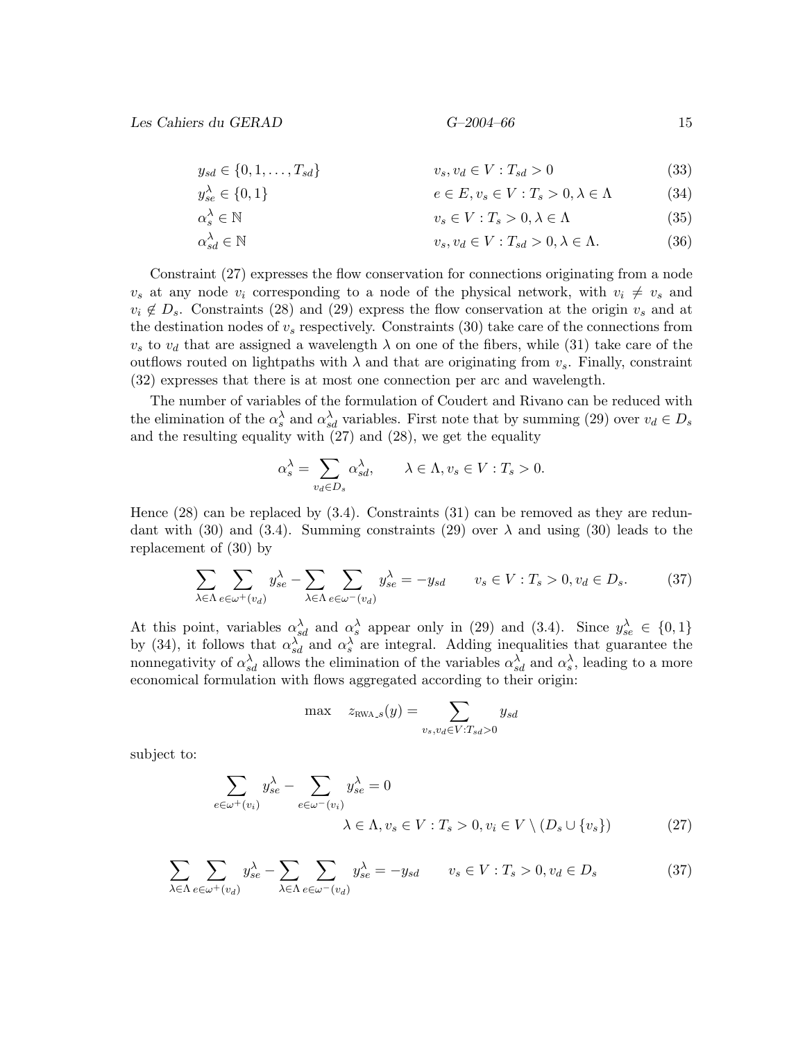$$y_{sd} \in \{0, 1, \ldots, T_{sd}\} \qquad v_s, v_d \in V : T_{sd} > 0 \tag{33}$$

$$y_{se}^{\lambda} \in \{0, 1\} \qquad e \in E, v_s \in V : T_s > 0, \lambda \in \Lambda \tag{34}$$

$$\alpha_s^{\lambda} \in \mathbb{N} \qquad v_s \in V : T_s > 0, \lambda \in \Lambda \tag{35}$$

$$\alpha_{sd}^{\lambda} \in \mathbb{N} \qquad v_s, v_d \in V : T_{sd} > 0, \lambda \in \Lambda. \tag{36}$$

Constraint (27) expresses the flow conservation for connections originating from a node $v_s$ at any node $v_i$ corresponding to a node of the physical network, with $v_i \neq v_s$ and $v_i \notin D_s$. Constraints (28) and (29) express the flow conservation at the origin $v_s$ and at the destination nodes of $v_s$ respectively. Constraints (30) take care of the connections from $v_s$ to $v_d$ that are assigned a wavelength $\lambda$ on one of the fibers, while (31) take care of the outflows routed on lightpaths with $\lambda$ and that are originating from $v_s$. Finally, constraint (32) expresses that there is at most one connection per arc and wavelength.

The number of variables of the formulation of Coudert and Rivano can be reduced with the elimination of the $\alpha_s^{\lambda}$ and $\alpha_{sd}^{\lambda}$ variables. First note that by summing (29) over $v_d \in D_s$ and the resulting equality with (27) and (28), we get the equality

$$\alpha_s^{\lambda} = \sum_{v_d \in D_s} \alpha_{sd}^{\lambda}, \qquad \lambda \in \Lambda, v_s \in V : T_s > 0.$$

Hence (28) can be replaced by (3.4). Constraints (31) can be removed as they are redundant with (30) and (3.4). Summing constraints (29) over $\lambda$ and using (30) leads to the replacement of (30) by

$$\sum_{\lambda \in \Lambda} \sum_{e \in \omega^+(v_d)} y_{se}^{\lambda} - \sum_{\lambda \in \Lambda} \sum_{e \in \omega^-(v_d)} y_{se}^{\lambda} = -y_{sd} \qquad v_s \in V : T_s > 0, v_d \in D_s. \tag{37}$$

At this point, variables $\alpha_{sd}^{\lambda}$ and $\alpha_s^{\lambda}$ appear only in (29) and (3.4). Since $y_{se}^{\lambda} \in \{0, 1\}$ by (34), it follows that $\alpha_{sd}^{\lambda}$ and $\alpha_s^{\lambda}$ are integral. Adding inequalities that guarantee the nonnegativity of $\alpha_{sd}^{\lambda}$ allows the elimination of the variables $\alpha_{sd}^{\lambda}$ and $\alpha_s^{\lambda}$, leading to a more economical formulation with flows aggregated according to their origin:

$$\max \quad z_{\text{RWA\_s}}(y) = \sum_{v_s, v_d \in V : T_{sd} > 0} y_{sd}$$

subject to:

$$\sum_{e \in \omega^+(v_i)} y_{se}^{\lambda} - \sum_{e \in \omega^-(v_i)} y_{se}^{\lambda} = 0$$

$$\lambda \in \Lambda, v_s \in V : T_s > 0, v_i \in V \setminus (D_s \cup \{v_s\}) \tag{27}$$

$$\sum_{\lambda \in \Lambda} \sum_{e \in \omega^+(v_d)} y_{se}^{\lambda} - \sum_{\lambda \in \Lambda} \sum_{e \in \omega^-(v_d)} y_{se}^{\lambda} = -y_{sd} \qquad v_s \in V : T_s > 0, v_d \in D_s \tag{37}$$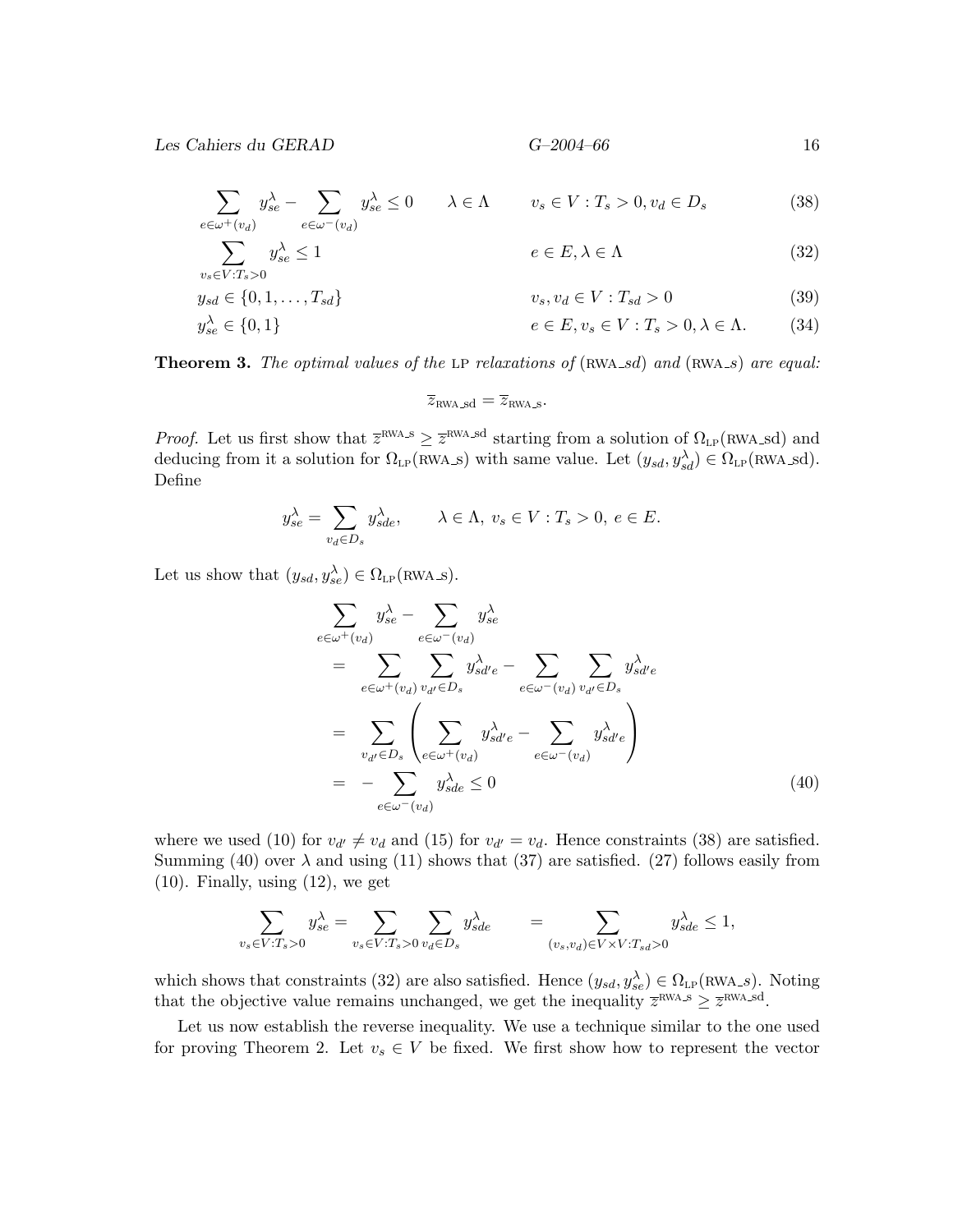$$\sum_{e \in \omega^+(v_d)} y^\lambda_{se} - \sum_{e \in \omega^-(v_d)} y^\lambda_{se} \leq 0 \qquad \lambda \in \Lambda \qquad v_s \in V : T_s > 0, v_d \in D_s \tag{38}$$

$$\sum_{v_s \in V : T_s > 0} y^\lambda_{se} \leq 1 \qquad e \in E, \lambda \in \Lambda \tag{32}$$

$$y_{sd} \in \{0, 1, \ldots, T_{sd}\} \qquad v_s, v_d \in V : T_{sd} > 0 \tag{39}$$

$$y^\lambda_{se} \in \{0, 1\} \qquad e \in E, v_s \in V : T_s > 0, \lambda \in \Lambda. \tag{34}$$

**Theorem 3.** *The optimal values of the* LP *relaxations of* (RWA_*sd*) *and* (RWA_*s*) *are equal:*

$$\overline{z}_{\text{RWA\_sd}} = \overline{z}_{\text{RWA\_s}}.$$

*Proof.* Let us first show that $\overline{z}^{\text{RWA\_s}} \geq \overline{z}^{\text{RWA\_sd}}$ starting from a solution of $\Omega_{\text{LP}}(\text{RWA\_sd})$ and deducing from it a solution for $\Omega_{\text{LP}}(\text{RWA\_s})$ with same value. Let $(y_{sd}, y^\lambda_{sd}) \in \Omega_{\text{LP}}(\text{RWA\_sd})$. Define

$$y^\lambda_{se} = \sum_{v_d \in D_s} y^\lambda_{sde}, \qquad \lambda \in \Lambda,\ v_s \in V : T_s > 0,\ e \in E.$$

Let us show that $(y_{sd}, y^\lambda_{se}) \in \Omega_{\text{LP}}(\text{RWA\_s})$.

$$\begin{aligned}
&\sum_{e \in \omega^+(v_d)} y^\lambda_{se} - \sum_{e \in \omega^-(v_d)} y^\lambda_{se} \\
&= \sum_{e \in \omega^+(v_d)} \sum_{v_{d'} \in D_s} y^\lambda_{sd'e} - \sum_{e \in \omega^-(v_d)} \sum_{v_{d'} \in D_s} y^\lambda_{sd'e} \\
&= \sum_{v_{d'} \in D_s} \left( \sum_{e \in \omega^+(v_d)} y^\lambda_{sd'e} - \sum_{e \in \omega^-(v_d)} y^\lambda_{sd'e} \right) \\
&= - \sum_{e \in \omega^-(v_d)} y^\lambda_{sde} \leq 0
\end{aligned} \tag{40}$$

where we used (10) for $v_{d'} \neq v_d$ and (15) for $v_{d'} = v_d$. Hence constraints (38) are satisfied. Summing (40) over $\lambda$ and using (11) shows that (37) are satisfied. (27) follows easily from (10). Finally, using (12), we get

$$\sum_{v_s \in V : T_s > 0} y^\lambda_{se} = \sum_{v_s \in V : T_s > 0} \sum_{v_d \in D_s} y^\lambda_{sde} \qquad = \sum_{(v_s, v_d) \in V \times V : T_{sd} > 0} y^\lambda_{sde} \leq 1,$$

which shows that constraints (32) are also satisfied. Hence $(y_{sd}, y^\lambda_{se}) \in \Omega_{\text{LP}}(\text{RWA\_s})$. Noting that the objective value remains unchanged, we get the inequality $\overline{z}^{\text{RWA\_s}} \geq \overline{z}^{\text{RWA\_sd}}$.

Let us now establish the reverse inequality. We use a technique similar to the one used for proving Theorem 2. Let $v_s \in V$ be fixed. We first show how to represent the vector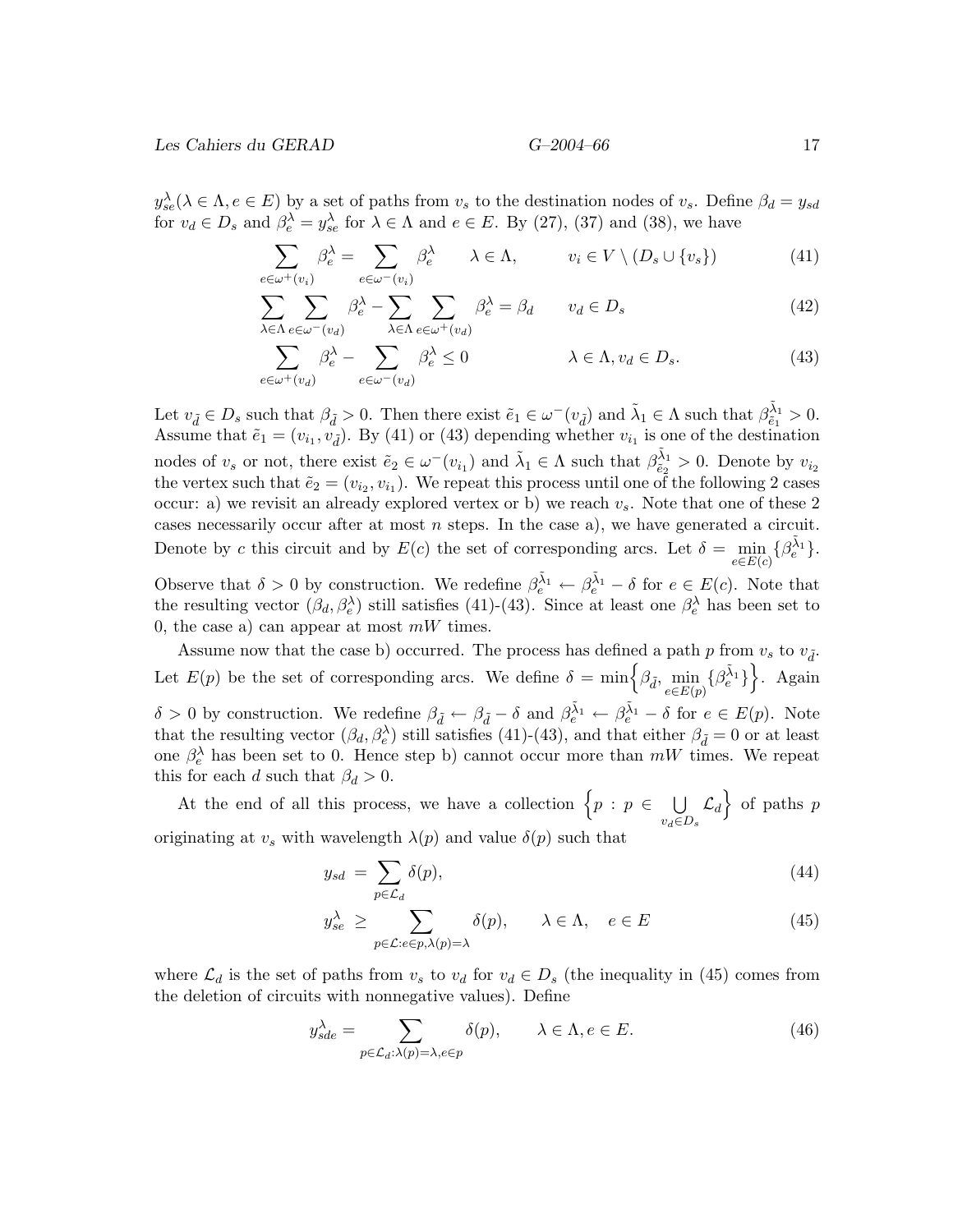$y_{se}^{\lambda}(\lambda \in \Lambda, e \in E)$ by a set of paths from $v_s$ to the destination nodes of $v_s$. Define $\beta_d = y_{sd}$ for $v_d \in D_s$ and $\beta_e^{\lambda} = y_{se}^{\lambda}$ for $\lambda \in \Lambda$ and $e \in E$. By (27), (37) and (38), we have

$$\sum_{e \in \omega^+(v_i)} \beta_e^{\lambda} = \sum_{e \in \omega^-(v_i)} \beta_e^{\lambda} \qquad \lambda \in \Lambda, \qquad v_i \in V \setminus (D_s \cup \{v_s\}) \tag{41}$$

$$\sum_{\lambda \in \Lambda} \sum_{e \in \omega^-(v_d)} \beta_e^{\lambda} - \sum_{\lambda \in \Lambda} \sum_{e \in \omega^+(v_d)} \beta_e^{\lambda} = \beta_d \qquad v_d \in D_s \tag{42}$$

$$\sum_{e \in \omega^+(v_d)} \beta_e^{\lambda} - \sum_{e \in \omega^-(v_d)} \beta_e^{\lambda} \leq 0 \qquad \lambda \in \Lambda, v_d \in D_s. \tag{43}$$

Let $v_{\tilde{d}} \in D_s$ such that $\beta_{\tilde{d}} > 0$. Then there exist $\tilde{e}_1 \in \omega^-(v_{\tilde{d}})$ and $\tilde{\lambda}_1 \in \Lambda$ such that $\beta_{\tilde{e}_1}^{\tilde{\lambda}_1} > 0$. Assume that $\tilde{e}_1 = (v_{i_1}, v_{\tilde{d}})$. By (41) or (43) depending whether $v_{i_1}$ is one of the destination nodes of $v_s$ or not, there exist $\tilde{e}_2 \in \omega^-(v_{i_1})$ and $\tilde{\lambda}_1 \in \Lambda$ such that $\beta_{\tilde{e}_2}^{\tilde{\lambda}_1} > 0$. Denote by $v_{i_2}$ the vertex such that $\tilde{e}_2 = (v_{i_2}, v_{i_1})$. We repeat this process until one of the following 2 cases occur: a) we revisit an already explored vertex or b) we reach $v_s$. Note that one of these 2 cases necessarily occur after at most $n$ steps. In the case a), we have generated a circuit. Denote by $c$ this circuit and by $E(c)$ the set of corresponding arcs. Let $\delta = \min_{e \in E(c)} \{\beta_e^{\tilde{\lambda}_1}\}$. Observe that $\delta > 0$ by construction. We redefine $\beta_e^{\tilde{\lambda}_1} \leftarrow \beta_e^{\tilde{\lambda}_1} - \delta$ for $e \in E(c)$. Note that the resulting vector $(\beta_d, \beta_e^{\lambda})$ still satisfies (41)-(43). Since at least one $\beta_e^{\lambda}$ has been set to 0, the case a) can appear at most $mW$ times.

Assume now that the case b) occurred. The process has defined a path $p$ from $v_s$ to $v_{\tilde{d}}$. Let $E(p)$ be the set of corresponding arcs. We define $\delta = \min\Big\{\beta_{\tilde{d}}, \min_{e \in E(p)} \{\beta_e^{\tilde{\lambda}_1}\}\Big\}$. Again $\delta > 0$ by construction. We redefine $\beta_{\tilde{d}} \leftarrow \beta_{\tilde{d}} - \delta$ and $\beta_e^{\tilde{\lambda}_1} \leftarrow \beta_e^{\tilde{\lambda}_1} - \delta$ for $e \in E(p)$. Note that the resulting vector $(\beta_d, \beta_e^{\lambda})$ still satisfies (41)-(43), and that either $\beta_{\tilde{d}} = 0$ or at least one $\beta_e^{\lambda}$ has been set to 0. Hence step b) cannot occur more than $mW$ times. We repeat this for each $d$ such that $\beta_d > 0$.

At the end of all this process, we have a collection $\Big\{p : p \in \bigcup_{v_d \in D_s} \mathcal{L}_d\Big\}$ of paths $p$ originating at $v_s$ with wavelength $\lambda(p)$ and value $\delta(p)$ such that

$$y_{sd} = \sum_{p \in \mathcal{L}_d} \delta(p), \tag{44}$$

$$y_{se}^{\lambda} \geq \sum_{p \in \mathcal{L}: e \in p, \lambda(p) = \lambda} \delta(p), \qquad \lambda \in \Lambda, \quad e \in E \tag{45}$$

where $\mathcal{L}_d$ is the set of paths from $v_s$ to $v_d$ for $v_d \in D_s$ (the inequality in (45) comes from the deletion of circuits with nonnegative values). Define

$$y_{sde}^{\lambda} = \sum_{p \in \mathcal{L}_d: \lambda(p) = \lambda, e \in p} \delta(p), \qquad \lambda \in \Lambda, e \in E. \tag{46}$$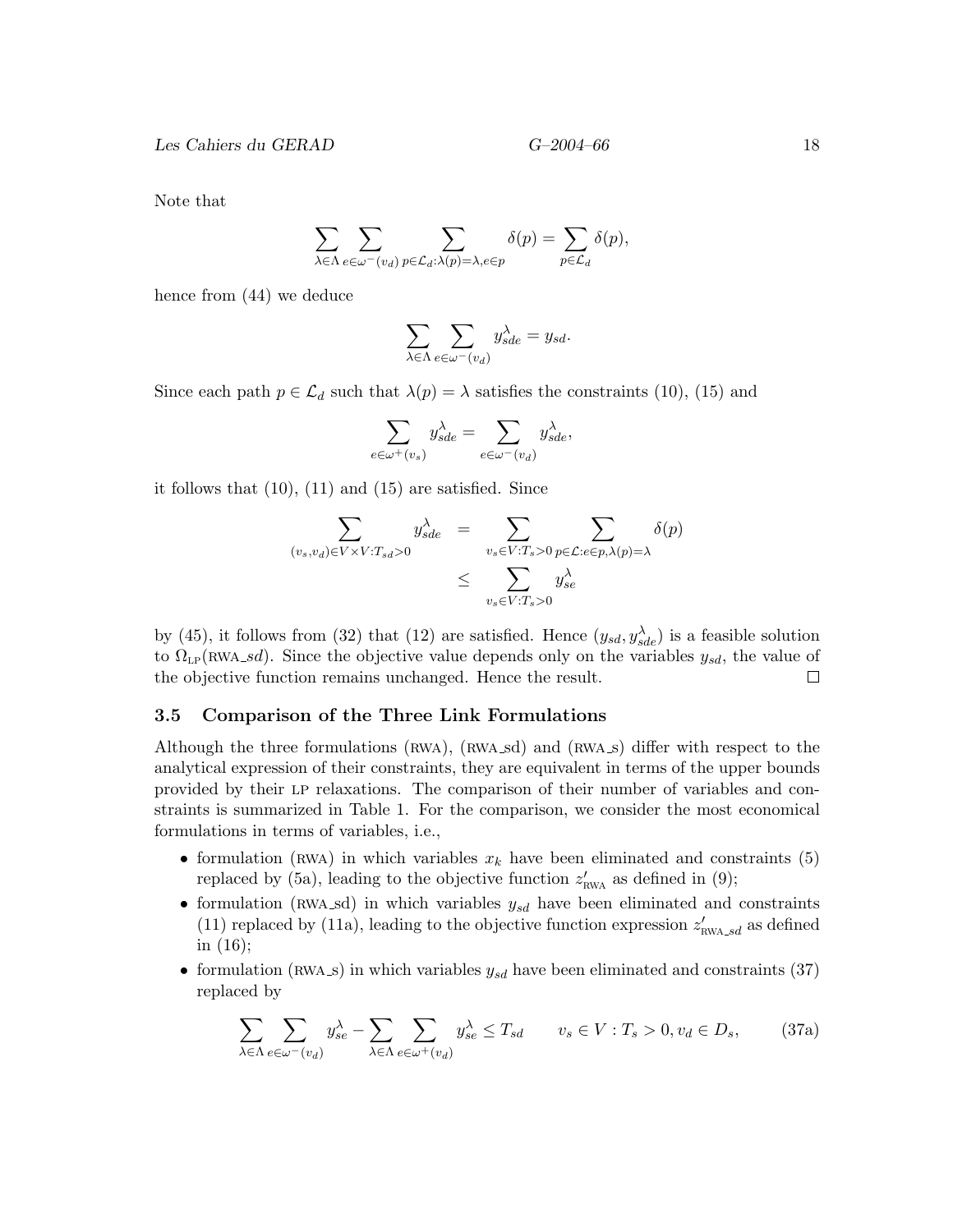Note that

$$\sum_{\lambda \in \Lambda} \sum_{e \in \omega^-(v_d)} \sum_{p \in \mathcal{L}_d : \lambda(p)=\lambda, e \in p} \delta(p) = \sum_{p \in \mathcal{L}_d} \delta(p),$$

hence from (44) we deduce

$$\sum_{\lambda \in \Lambda} \sum_{e \in \omega^-(v_d)} y_{sde}^{\lambda} = y_{sd}.$$

Since each path $p \in \mathcal{L}_d$ such that $\lambda(p) = \lambda$ satisfies the constraints (10), (15) and

$$\sum_{e \in \omega^+(v_s)} y_{sde}^{\lambda} = \sum_{e \in \omega^-(v_d)} y_{sde}^{\lambda},$$

it follows that (10), (11) and (15) are satisfied. Since

$$\begin{aligned}
\sum_{(v_s,v_d) \in V \times V : T_{sd} > 0} y_{sde}^{\lambda} &= \sum_{v_s \in V : T_s > 0} \sum_{p \in \mathcal{L} : e \in p, \lambda(p) = \lambda} \delta(p) \\
&\leq \sum_{v_s \in V : T_s > 0} y_{se}^{\lambda}
\end{aligned}$$

by (45), it follows from (32) that (12) are satisfied. Hence $(y_{sd}, y_{sde}^{\lambda})$ is a feasible solution to $\Omega_{\text{LP}}(\text{RWA\_}sd)$. Since the objective value depends only on the variables $y_{sd}$, the value of the objective function remains unchanged. Hence the result. □

### 3.5 Comparison of the Three Link Formulations

Although the three formulations (RWA), (RWA_sd) and (RWA_s) differ with respect to the analytical expression of their constraints, they are equivalent in terms of the upper bounds provided by their LP relaxations. The comparison of their number of variables and constraints is summarized in Table 1. For the comparison, we consider the most economical formulations in terms of variables, i.e.,

- formulation (RWA) in which variables $x_k$ have been eliminated and constraints (5) replaced by (5a), leading to the objective function $z'_{\text{RWA}}$ as defined in (9);
- formulation (RWA_sd) in which variables $y_{sd}$ have been eliminated and constraints (11) replaced by (11a), leading to the objective function expression $z'_{\text{RWA\_}sd}$ as defined in (16);
- formulation (RWA_s) in which variables $y_{sd}$ have been eliminated and constraints (37) replaced by

$$\sum_{\lambda \in \Lambda} \sum_{e \in \omega^-(v_d)} y_{se}^{\lambda} - \sum_{\lambda \in \Lambda} \sum_{e \in \omega^+(v_d)} y_{se}^{\lambda} \leq T_{sd} \qquad v_s \in V : T_s > 0, v_d \in D_s, \tag{37a}$$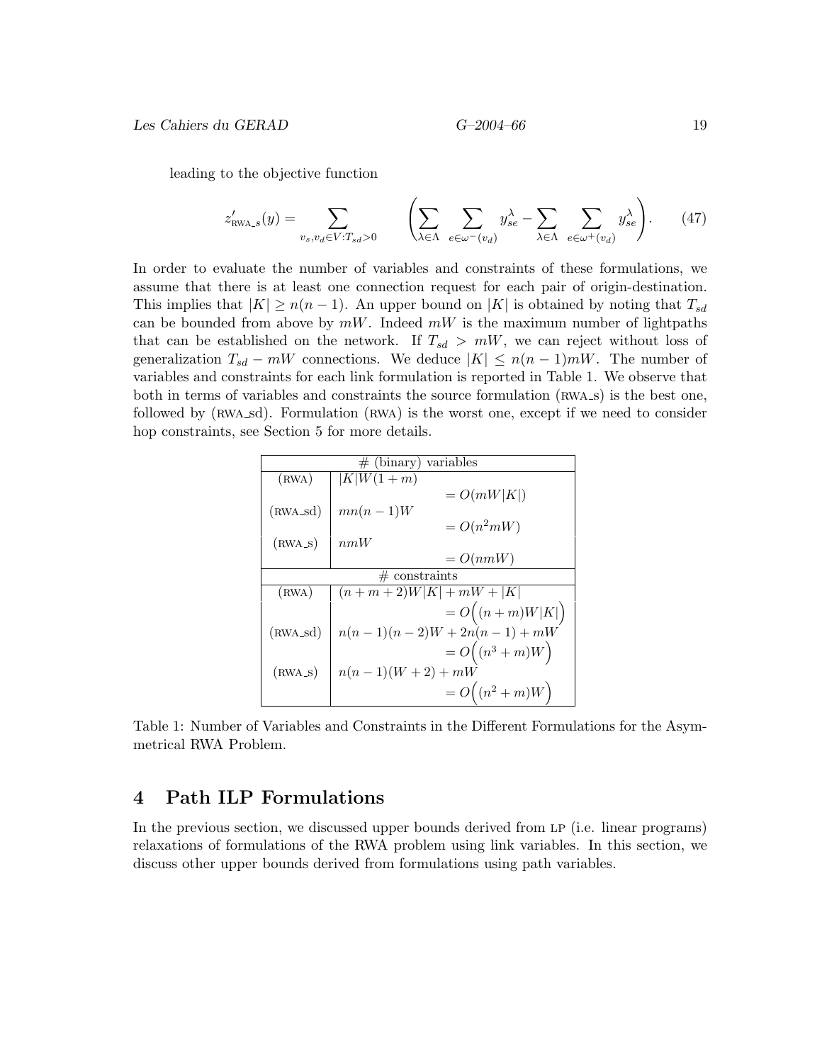leading to the objective function

$$z'_{\text{RWA\_s}}(y) = \sum_{v_s, v_d \in V : T_{sd} > 0} \left( \sum_{\lambda \in \Lambda} \sum_{e \in \omega^-(v_d)} y^\lambda_{se} - \sum_{\lambda \in \Lambda} \sum_{e \in \omega^+(v_d)} y^\lambda_{se} \right). \tag{47}$$

In order to evaluate the number of variables and constraints of these formulations, we assume that there is at least one connection request for each pair of origin-destination. This implies that $|K| \geq n(n-1)$. An upper bound on $|K|$ is obtained by noting that $T_{sd}$ can be bounded from above by $mW$. Indeed $mW$ is the maximum number of lightpaths that can be established on the network. If $T_{sd} > mW$, we can reject without loss of generalization $T_{sd} - mW$ connections. We deduce $|K| \leq n(n-1)mW$. The number of variables and constraints for each link formulation is reported in Table 1. We observe that both in terms of variables and constraints the source formulation (RWA_s) is the best one, followed by (RWA_sd). Formulation (RWA) is the worst one, except if we need to consider hop constraints, see Section 5 for more details.

| # (binary) variables | |
|---|---|
| (RWA) | $\|K\|W(1+m)$ $= O(mW\|K\|)$ |
| (RWA_sd) | $mn(n-1)W$ $= O(n^2 mW)$ |
| (RWA_s) | $nmW$ $= O(nmW)$ |
| **# constraints** | |
| (RWA) | $(n+m+2)W\|K\| + mW + \|K\|$ $= O\Big((n+m)W\|K\|\Big)$ |
| (RWA_sd) | $n(n-1)(n-2)W + 2n(n-1) + mW$ $= O\Big((n^3+m)W\Big)$ |
| (RWA_s) | $n(n-1)(W+2) + mW$ $= O\Big((n^2+m)W\Big)$ |

Table 1: Number of Variables and Constraints in the Different Formulations for the Asymmetrical RWA Problem.

# 4 Path ILP Formulations

In the previous section, we discussed upper bounds derived from LP (i.e. linear programs) relaxations of formulations of the RWA problem using link variables. In this section, we discuss other upper bounds derived from formulations using path variables.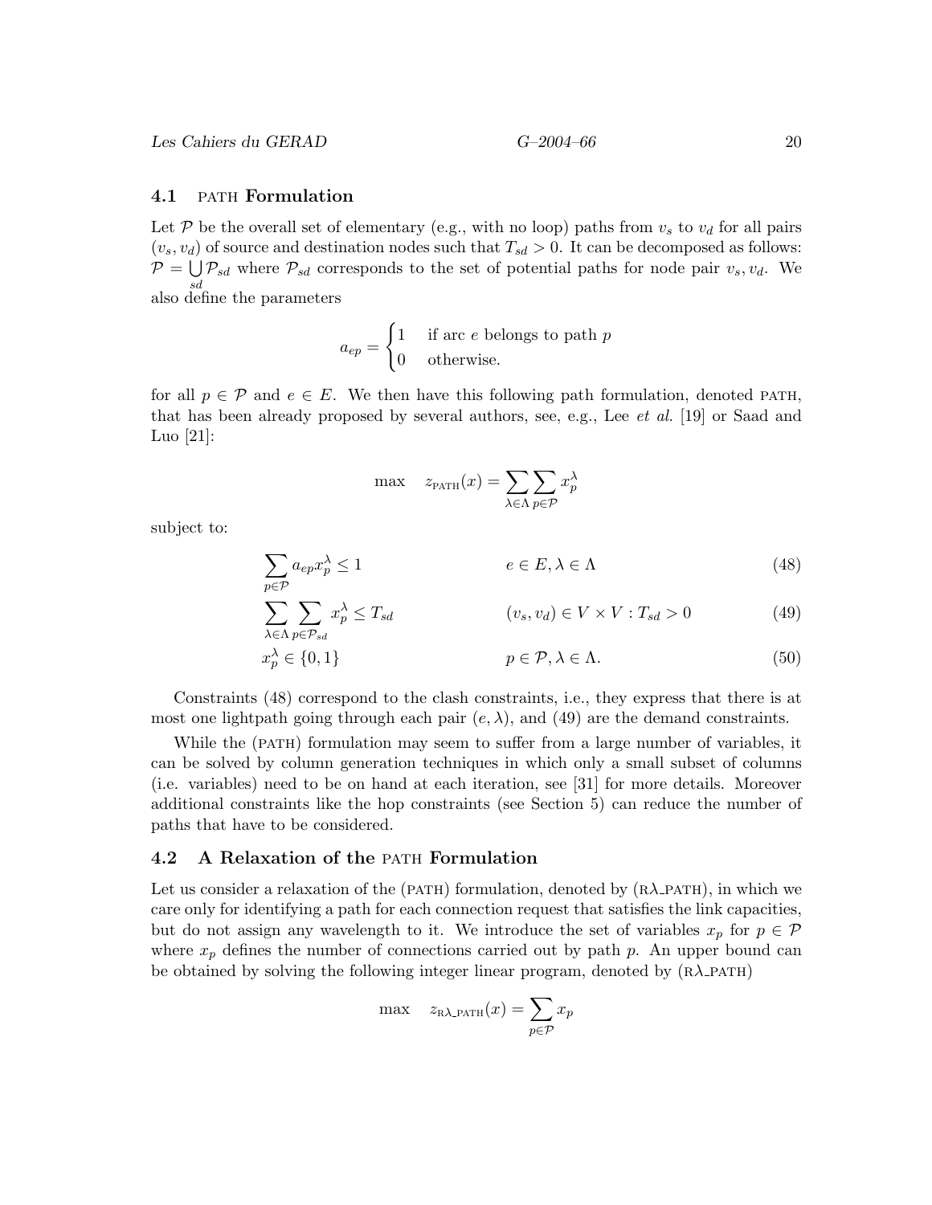### 4.1 PATH Formulation

Let $\mathcal{P}$ be the overall set of elementary (e.g., with no loop) paths from $v_s$ to $v_d$ for all pairs $(v_s, v_d)$ of source and destination nodes such that $T_{sd} > 0$. It can be decomposed as follows: $\mathcal{P} = \bigcup_{sd} \mathcal{P}_{sd}$ where $\mathcal{P}_{sd}$ corresponds to the set of potential paths for node pair $v_s, v_d$. We also define the parameters

$$a_{ep} = \begin{cases} 1 & \text{if arc } e \text{ belongs to path } p \\ 0 & \text{otherwise.} \end{cases}$$

for all $p \in \mathcal{P}$ and $e \in E$. We then have this following path formulation, denoted PATH, that has been already proposed by several authors, see, e.g., Lee *et al.* [19] or Saad and Luo [21]:

$$\max \quad z_{\text{PATH}}(x) = \sum_{\lambda \in \Lambda} \sum_{p \in \mathcal{P}} x_p^\lambda$$

subject to:

$$\sum_{p \in \mathcal{P}} a_{ep} x_p^\lambda \leq 1 \qquad e \in E, \lambda \in \Lambda \tag{48}$$

$$\sum_{\lambda \in \Lambda} \sum_{p \in \mathcal{P}_{sd}} x_p^\lambda \leq T_{sd} \qquad (v_s, v_d) \in V \times V : T_{sd} > 0 \tag{49}$$

$$x_p^\lambda \in \{0, 1\} \qquad p \in \mathcal{P}, \lambda \in \Lambda. \tag{50}$$

Constraints (48) correspond to the clash constraints, i.e., they express that there is at most one lightpath going through each pair $(e, \lambda)$, and (49) are the demand constraints.

While the (PATH) formulation may seem to suffer from a large number of variables, it can be solved by column generation techniques in which only a small subset of columns (i.e. variables) need to be on hand at each iteration, see [31] for more details. Moreover additional constraints like the hop constraints (see Section 5) can reduce the number of paths that have to be considered.

### 4.2 A Relaxation of the PATH Formulation

Let us consider a relaxation of the (PATH) formulation, denoted by (R$\lambda$_PATH), in which we care only for identifying a path for each connection request that satisfies the link capacities, but do not assign any wavelength to it. We introduce the set of variables $x_p$ for $p \in \mathcal{P}$ where $x_p$ defines the number of connections carried out by path $p$. An upper bound can be obtained by solving the following integer linear program, denoted by (R$\lambda$_PATH)

$$\max \quad z_{\text{R}\lambda\text{\_PATH}}(x) = \sum_{p \in \mathcal{P}} x_p$$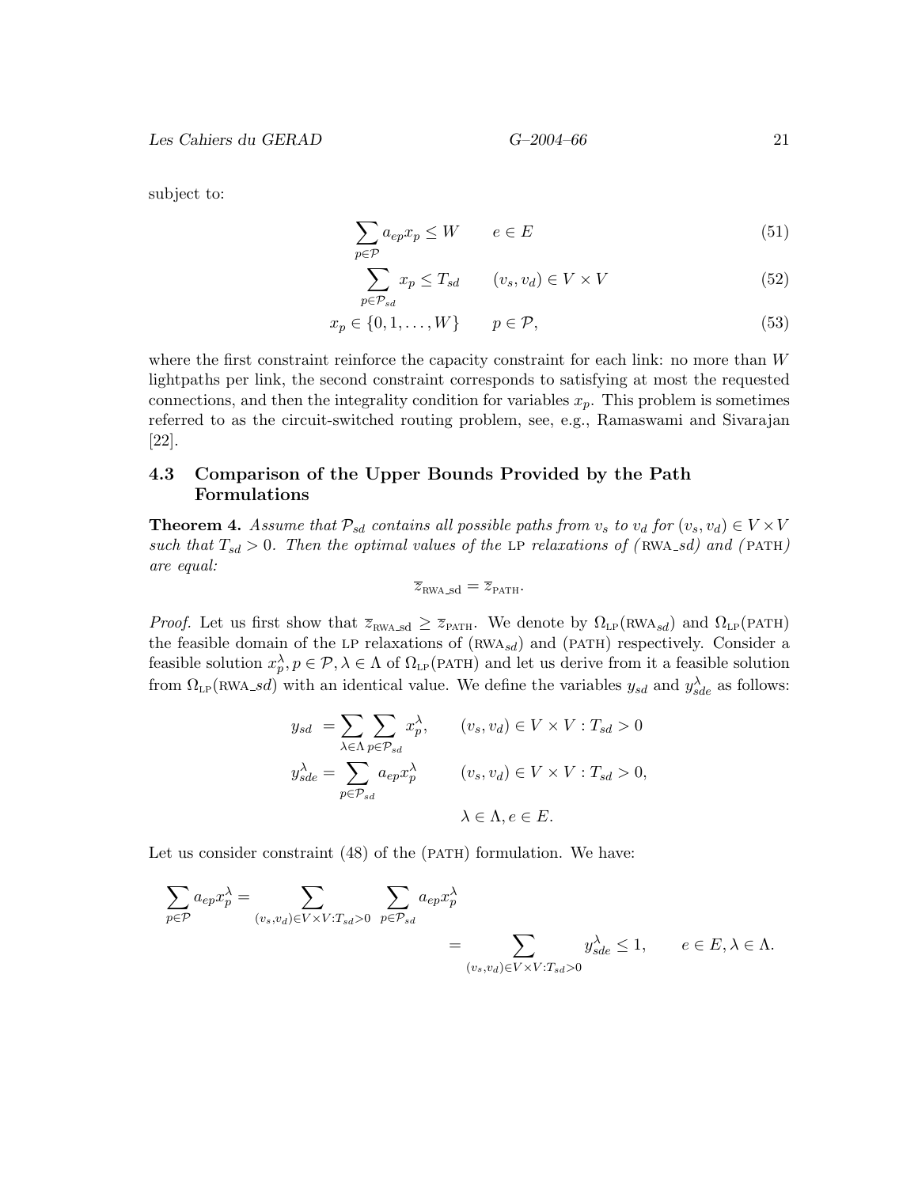subject to:

$$\sum_{p \in \mathcal{P}} a_{ep} x_p \leq W \qquad e \in E \tag{51}$$

$$\sum_{p \in \mathcal{P}_{sd}} x_p \leq T_{sd} \qquad (v_s, v_d) \in V \times V \tag{52}$$

$$x_p \in \{0, 1, \ldots, W\} \qquad p \in \mathcal{P}, \tag{53}$$

where the first constraint reinforce the capacity constraint for each link: no more than $W$ lightpaths per link, the second constraint corresponds to satisfying at most the requested connections, and then the integrality condition for variables $x_p$. This problem is sometimes referred to as the circuit-switched routing problem, see, e.g., Ramaswami and Sivarajan [22].

### 4.3 Comparison of the Upper Bounds Provided by the Path Formulations

**Theorem 4.** *Assume that $\mathcal{P}_{sd}$ contains all possible paths from $v_s$ to $v_d$ for $(v_s, v_d) \in V \times V$ such that $T_{sd} > 0$. Then the optimal values of the* LP *relaxations of (*RWA_*sd) and (*PATH*) are equal:*

$$\overline{z}_{\text{RWA\_sd}} = \overline{z}_{\text{PATH}}.$$

*Proof.* Let us first show that $\overline{z}_{\text{RWA\_sd}} \geq \overline{z}_{\text{PATH}}$. We denote by $\Omega_{\text{LP}}(\text{RWA}_{sd})$ and $\Omega_{\text{LP}}(\text{PATH})$ the feasible domain of the LP relaxations of ($\text{RWA}_{sd}$) and (PATH) respectively. Consider a feasible solution $x_p^\lambda, p \in \mathcal{P}, \lambda \in \Lambda$ of $\Omega_{\text{LP}}(\text{PATH})$ and let us derive from it a feasible solution from $\Omega_{\text{LP}}(\text{RWA\_}sd)$ with an identical value. We define the variables $y_{sd}$ and $y_{sde}^\lambda$ as follows:

$$y_{sd} = \sum_{\lambda \in \Lambda} \sum_{p \in \mathcal{P}_{sd}} x_p^\lambda, \qquad (v_s, v_d) \in V \times V : T_{sd} > 0$$

$$y_{sde}^\lambda = \sum_{p \in \mathcal{P}_{sd}} a_{ep} x_p^\lambda \qquad (v_s, v_d) \in V \times V : T_{sd} > 0, \quad \lambda \in \Lambda, e \in E.$$

Let us consider constraint (48) of the (PATH) formulation. We have:

$$\sum_{p \in \mathcal{P}} a_{ep} x_p^\lambda = \sum_{(v_s, v_d) \in V \times V : T_{sd} > 0} \; \sum_{p \in \mathcal{P}_{sd}} a_{ep} x_p^\lambda = \sum_{(v_s, v_d) \in V \times V : T_{sd} > 0} y_{sde}^\lambda \leq 1, \qquad e \in E, \lambda \in \Lambda.$$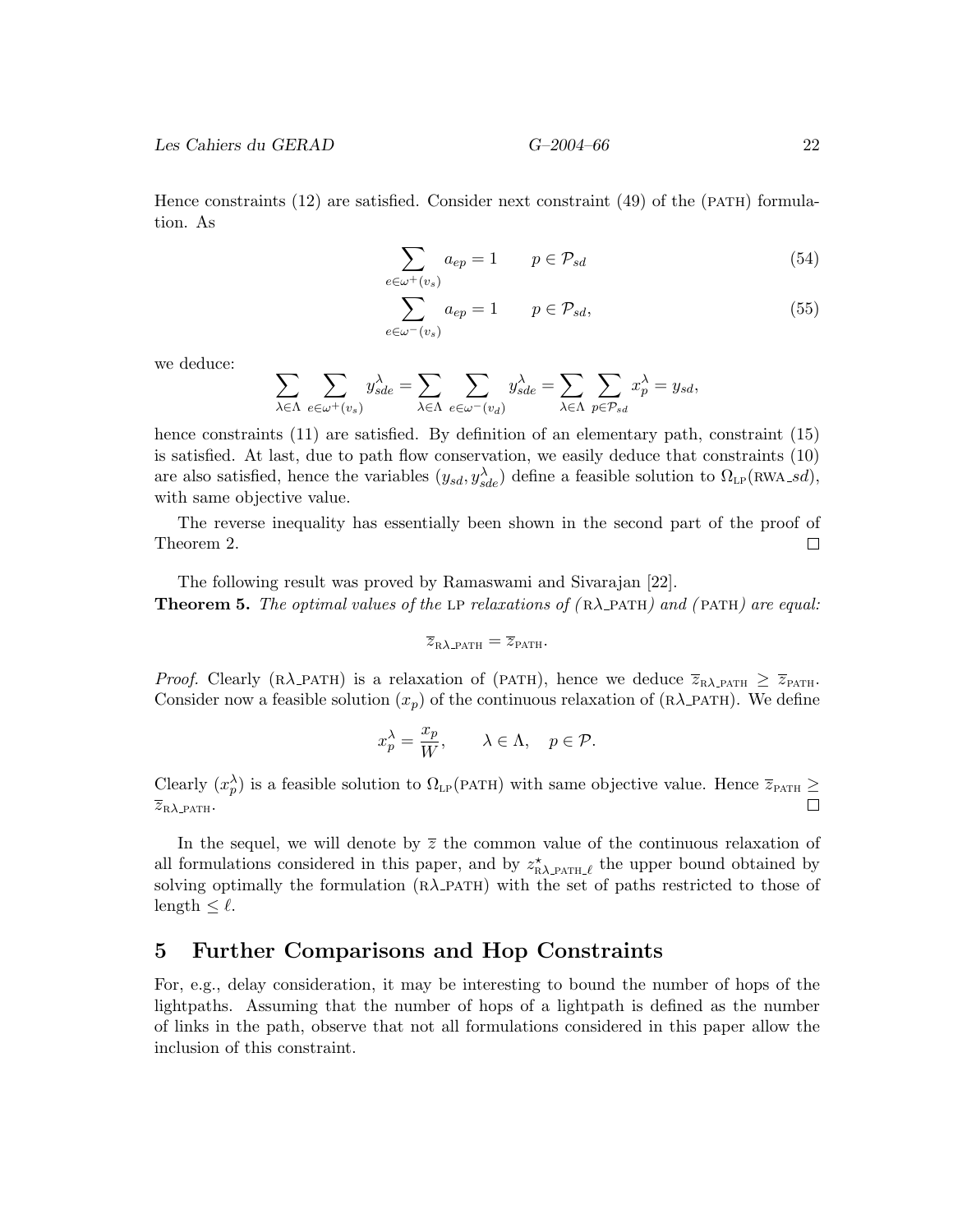Hence constraints (12) are satisfied. Consider next constraint (49) of the (PATH) formulation. As

$$\sum_{e \in \omega^+(v_s)} a_{ep} = 1 \qquad p \in \mathcal{P}_{sd} \tag{54}$$

$$\sum_{e \in \omega^-(v_s)} a_{ep} = 1 \qquad p \in \mathcal{P}_{sd}, \tag{55}$$

we deduce:

$$\sum_{\lambda \in \Lambda} \sum_{e \in \omega^+(v_s)} y^{\lambda}_{sde} = \sum_{\lambda \in \Lambda} \sum_{e \in \omega^-(v_d)} y^{\lambda}_{sde} = \sum_{\lambda \in \Lambda} \sum_{p \in \mathcal{P}_{sd}} x^{\lambda}_p = y_{sd},$$

hence constraints (11) are satisfied. By definition of an elementary path, constraint (15) is satisfied. At last, due to path flow conservation, we easily deduce that constraints (10) are also satisfied, hence the variables $(y_{sd}, y^{\lambda}_{sde})$ define a feasible solution to $\Omega_{\text{LP}}(\text{RWA\_}sd)$, with same objective value.

The reverse inequality has essentially been shown in the second part of the proof of Theorem 2. □

The following result was proved by Ramaswami and Sivarajan [22].

**Theorem 5.** *The optimal values of the* LP *relaxations of (*R$\lambda$\_PATH*) and (*PATH*) are equal:*

$$\overline{z}_{\text{R}\lambda\text{\_PATH}} = \overline{z}_{\text{PATH}}.$$

*Proof.* Clearly (R$\lambda$\_PATH) is a relaxation of (PATH), hence we deduce $\overline{z}_{\text{R}\lambda\text{\_PATH}} \geq \overline{z}_{\text{PATH}}$. Consider now a feasible solution $(x_p)$ of the continuous relaxation of (R$\lambda$\_PATH). We define

$$x^{\lambda}_p = \frac{x_p}{W}, \qquad \lambda \in \Lambda, \quad p \in \mathcal{P}.$$

Clearly $(x^{\lambda}_p)$ is a feasible solution to $\Omega_{\text{LP}}(\text{PATH})$ with same objective value. Hence $\overline{z}_{\text{PATH}} \geq \overline{z}_{\text{R}\lambda\text{\_PATH}}$. □

In the sequel, we will denote by $\overline{z}$ the common value of the continuous relaxation of all formulations considered in this paper, and by $z^{\star}_{\text{R}\lambda\text{\_PATH\_}\ell}$ the upper bound obtained by solving optimally the formulation (R$\lambda$\_PATH) with the set of paths restricted to those of length $\leq \ell$.

## 5 Further Comparisons and Hop Constraints

For, e.g., delay consideration, it may be interesting to bound the number of hops of the lightpaths. Assuming that the number of hops of a lightpath is defined as the number of links in the path, observe that not all formulations considered in this paper allow the inclusion of this constraint.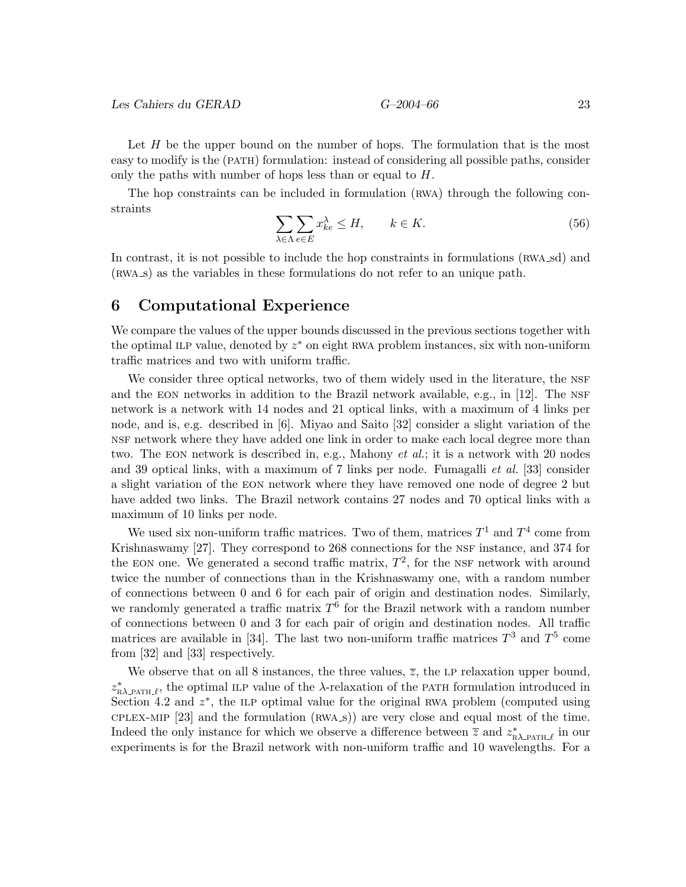Let $H$ be the upper bound on the number of hops. The formulation that is the most easy to modify is the (PATH) formulation: instead of considering all possible paths, consider only the paths with number of hops less than or equal to $H$.

The hop constraints can be included in formulation (RWA) through the following constraints

$$\sum_{\lambda \in \Lambda} \sum_{e \in E} x_{ke}^{\lambda} \leq H, \qquad k \in K. \tag{56}$$

In contrast, it is not possible to include the hop constraints in formulations (RWA_sd) and (RWA_s) as the variables in these formulations do not refer to an unique path.

## 6 Computational Experience

We compare the values of the upper bounds discussed in the previous sections together with the optimal ILP value, denoted by $z^*$ on eight RWA problem instances, six with non-uniform traffic matrices and two with uniform traffic.

We consider three optical networks, two of them widely used in the literature, the NSF and the EON networks in addition to the Brazil network available, e.g., in [12]. The NSF network is a network with 14 nodes and 21 optical links, with a maximum of 4 links per node, and is, e.g. described in [6]. Miyao and Saito [32] consider a slight variation of the NSF network where they have added one link in order to make each local degree more than two. The EON network is described in, e.g., Mahony *et al.*; it is a network with 20 nodes and 39 optical links, with a maximum of 7 links per node. Fumagalli *et al.* [33] consider a slight variation of the EON network where they have removed one node of degree 2 but have added two links. The Brazil network contains 27 nodes and 70 optical links with a maximum of 10 links per node.

We used six non-uniform traffic matrices. Two of them, matrices $T^1$ and $T^4$ come from Krishnaswamy [27]. They correspond to 268 connections for the NSF instance, and 374 for the EON one. We generated a second traffic matrix, $T^2$, for the NSF network with around twice the number of connections than in the Krishnaswamy one, with a random number of connections between 0 and 6 for each pair of origin and destination nodes. Similarly, we randomly generated a traffic matrix $T^6$ for the Brazil network with a random number of connections between 0 and 3 for each pair of origin and destination nodes. All traffic matrices are available in [34]. The last two non-uniform traffic matrices $T^3$ and $T^5$ come from [32] and [33] respectively.

We observe that on all 8 instances, the three values, $\overline{z}$, the LP relaxation upper bound, $z^*_{\text{R}\lambda\_\text{PATH}\_\ell}$, the optimal ILP value of the $\lambda$-relaxation of the PATH formulation introduced in Section 4.2 and $z^*$, the ILP optimal value for the original RWA problem (computed using CPLEX-MIP [23] and the formulation (RWA_s)) are very close and equal most of the time. Indeed the only instance for which we observe a difference between $\overline{z}$ and $z^*_{\text{R}\lambda\_\text{PATH}\_\ell}$ in our experiments is for the Brazil network with non-uniform traffic and 10 wavelengths. For a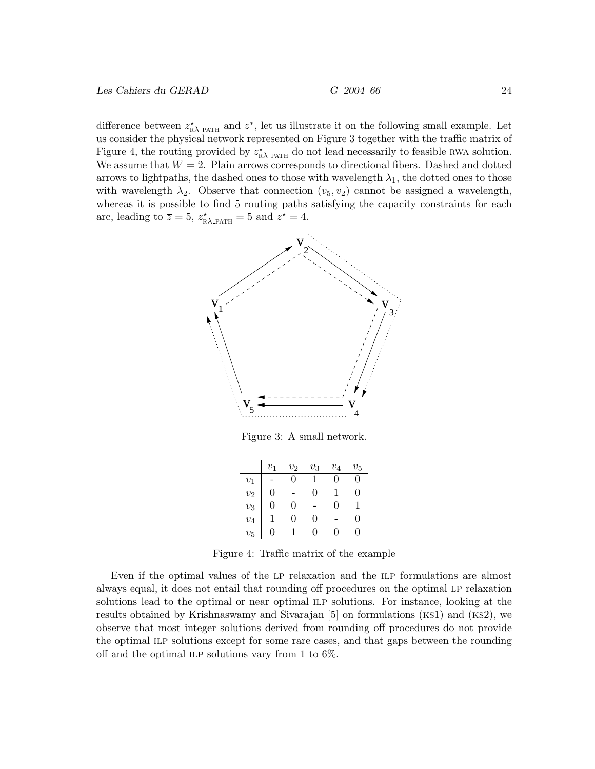difference between $z^{\star}_{\text{R}\lambda\_\text{PATH}}$ and $z^{*}$, let us illustrate it on the following small example. Let us consider the physical network represented on Figure 3 together with the traffic matrix of Figure 4, the routing provided by $z^{\star}_{\text{R}\lambda\_\text{PATH}}$ do not lead necessarily to feasible RWA solution. We assume that $W = 2$. Plain arrows corresponds to directional fibers. Dashed and dotted arrows to lightpaths, the dashed ones to those with wavelength $\lambda_1$, the dotted ones to those with wavelength $\lambda_2$. Observe that connection $(v_5, v_2)$ cannot be assigned a wavelength, whereas it is possible to find 5 routing paths satisfying the capacity constraints for each arc, leading to $\overline{z} = 5$, $z^{\star}_{\text{R}\lambda\_\text{PATH}} = 5$ and $z^{\star} = 4$.

v1 v2 v3 v4 v5

Figure 3: A small network.

| | $v_1$ | $v_2$ | $v_3$ | $v_4$ | $v_5$ |
|---|---|---|---|---|---|
| $v_1$ | - | 0 | 1 | 0 | 0 |
| $v_2$ | 0 | - | 0 | 1 | 0 |
| $v_3$ | 0 | 0 | - | 0 | 1 |
| $v_4$ | 1 | 0 | 0 | - | 0 |
| $v_5$ | 0 | 1 | 0 | 0 | 0 |

Figure 4: Traffic matrix of the example

Even if the optimal values of the LP relaxation and the ILP formulations are almost always equal, it does not entail that rounding off procedures on the optimal LP relaxation solutions lead to the optimal or near optimal ILP solutions. For instance, looking at the results obtained by Krishnaswamy and Sivarajan [5] on formulations (KS1) and (KS2), we observe that most integer solutions derived from rounding off procedures do not provide the optimal ILP solutions except for some rare cases, and that gaps between the rounding off and the optimal ILP solutions vary from 1 to 6%.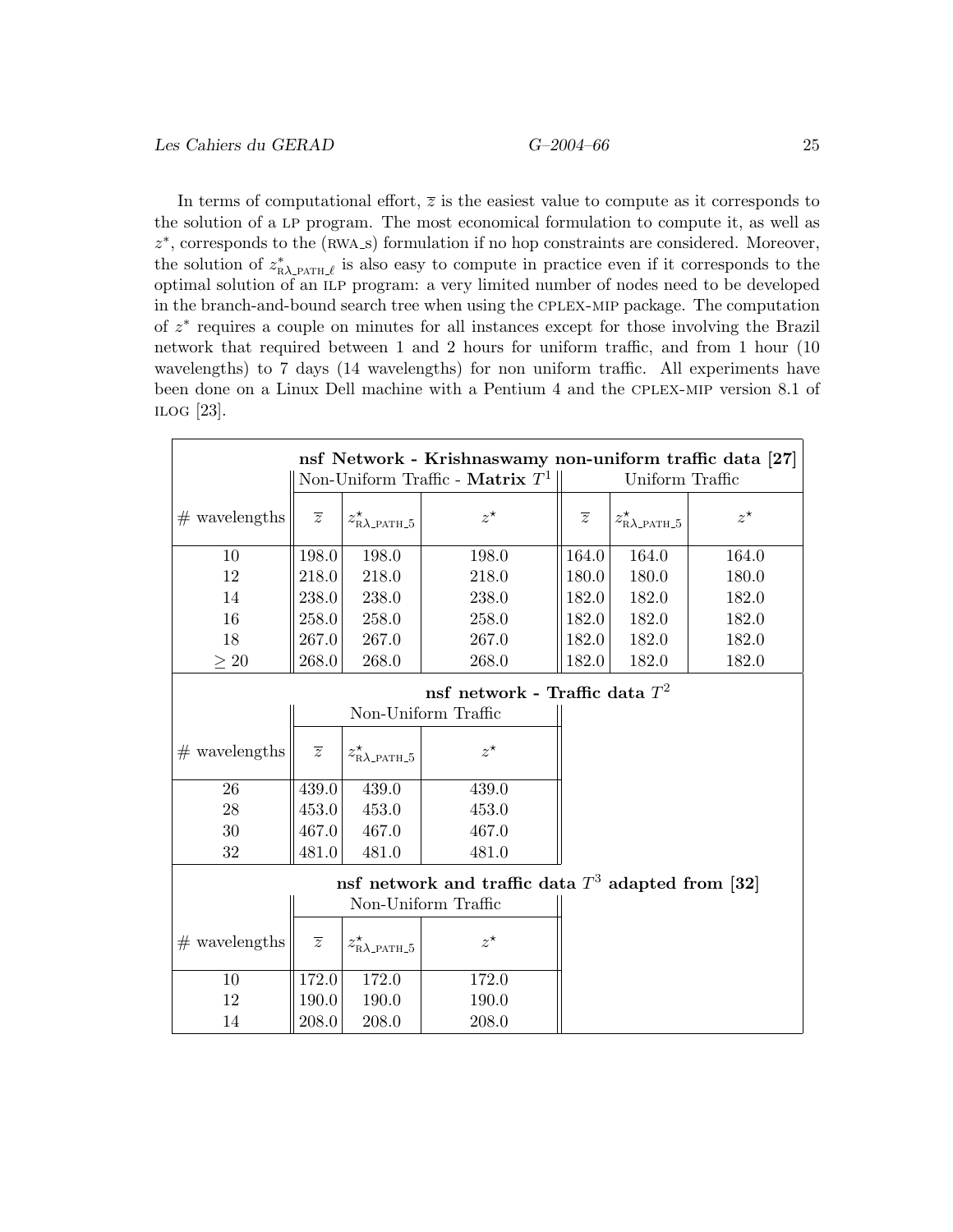In terms of computational effort, $\overline{z}$ is the easiest value to compute as it corresponds to the solution of a LP program. The most economical formulation to compute it, as well as $z^*$, corresponds to the (RWA_S) formulation if no hop constraints are considered. Moreover, the solution of $z^*_{\text{R}\lambda\text{\_PATH\_}\ell}$ is also easy to compute in practice even if it corresponds to the optimal solution of an ILP program: a very limited number of nodes need to be developed in the branch-and-bound search tree when using the CPLEX-MIP package. The computation of $z^*$ requires a couple on minutes for all instances except for those involving the Brazil network that required between 1 and 2 hours for uniform traffic, and from 1 hour (10 wavelengths) to 7 days (14 wavelengths) for non uniform traffic. All experiments have been done on a Linux Dell machine with a Pentium 4 and the CPLEX-MIP version 8.1 of ILOG [23].

| | **nsf Network - Krishnaswamy non-uniform traffic data [27]** | | | | | |
|---|---|---|---|---|---|---|
| | Non-Uniform Traffic - **Matrix** $T^1$ | | | Uniform Traffic | | |
| # wavelengths | $\overline{z}$ | $z^\star_{\text{R}\lambda\text{\_PATH\_5}}$ | $z^\star$ | $\overline{z}$ | $z^\star_{\text{R}\lambda\text{\_PATH\_5}}$ | $z^\star$ |
| 10 | 198.0 | 198.0 | 198.0 | 164.0 | 164.0 | 164.0 |
| 12 | 218.0 | 218.0 | 218.0 | 180.0 | 180.0 | 180.0 |
| 14 | 238.0 | 238.0 | 238.0 | 182.0 | 182.0 | 182.0 |
| 16 | 258.0 | 258.0 | 258.0 | 182.0 | 182.0 | 182.0 |
| 18 | 267.0 | 267.0 | 267.0 | 182.0 | 182.0 | 182.0 |
| $\geq 20$ | 268.0 | 268.0 | 268.0 | 182.0 | 182.0 | 182.0 |

| | **nsf network - Traffic data** $T^2$ | | |
|---|---|---|---|
| | Non-Uniform Traffic | | |
| # wavelengths | $\overline{z}$ | $z^\star_{\text{R}\lambda\text{\_PATH\_5}}$ | $z^\star$ |
| 26 | 439.0 | 439.0 | 439.0 |
| 28 | 453.0 | 453.0 | 453.0 |
| 30 | 467.0 | 467.0 | 467.0 |
| 32 | 481.0 | 481.0 | 481.0 |

| | **nsf network and traffic data** $T^3$ **adapted from [32]** | | |
|---|---|---|---|
| | Non-Uniform Traffic | | |
| # wavelengths | $\overline{z}$ | $z^\star_{\text{R}\lambda\text{\_PATH\_5}}$ | $z^\star$ |
| 10 | 172.0 | 172.0 | 172.0 |
| 12 | 190.0 | 190.0 | 190.0 |
| 14 | 208.0 | 208.0 | 208.0 |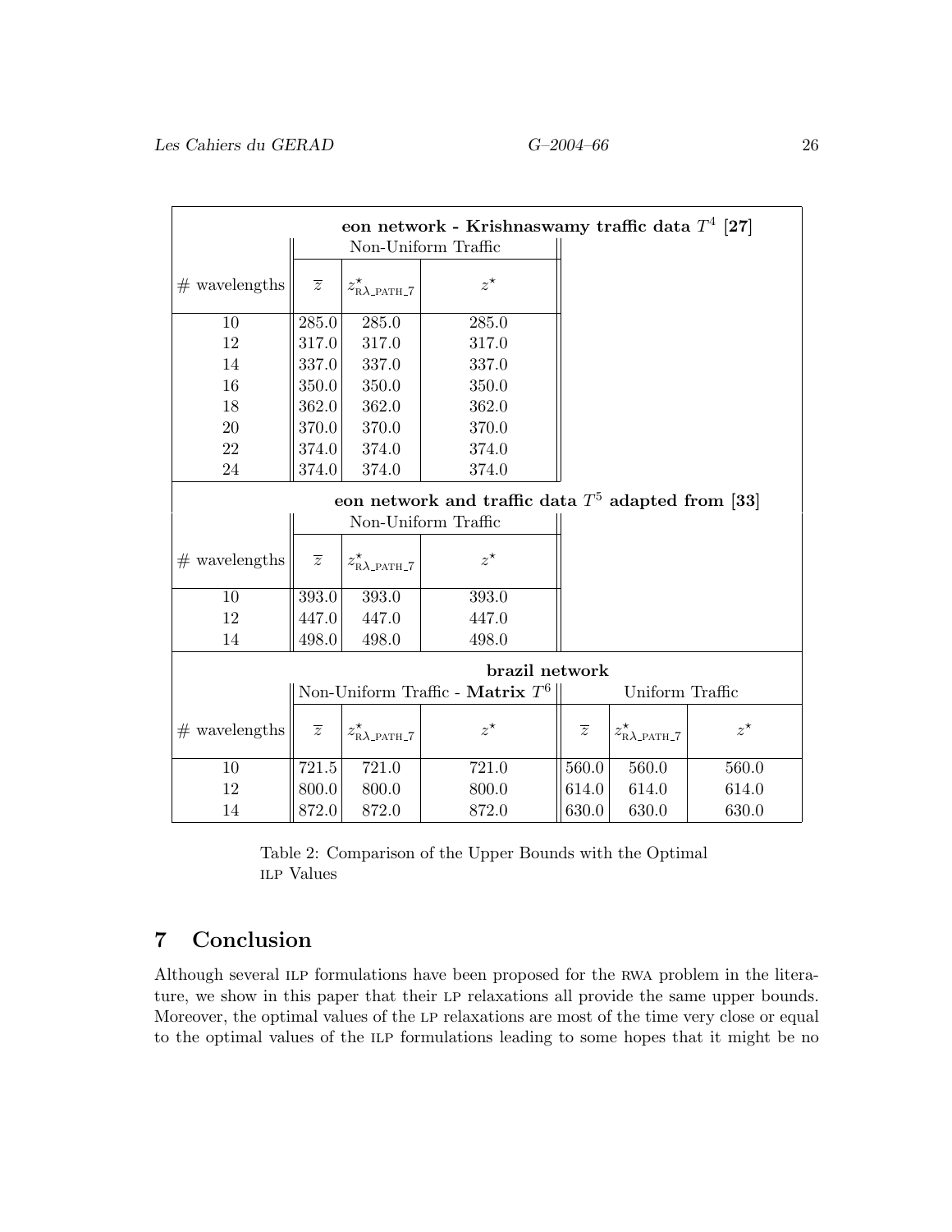| eon network - Krishnaswamy traffic data $T^4$ [27] | | | | | | |
|---|---|---|---|---|---|---|
| | Non-Uniform Traffic | | | | | |
| # wavelengths | $\overline{z}$ | $z^\star_{\text{R}\lambda\_\text{PATH}\_7}$ | $z^\star$ | | | |
| 10 | 285.0 | 285.0 | 285.0 | | | |
| 12 | 317.0 | 317.0 | 317.0 | | | |
| 14 | 337.0 | 337.0 | 337.0 | | | |
| 16 | 350.0 | 350.0 | 350.0 | | | |
| 18 | 362.0 | 362.0 | 362.0 | | | |
| 20 | 370.0 | 370.0 | 370.0 | | | |
| 22 | 374.0 | 374.0 | 374.0 | | | |
| 24 | 374.0 | 374.0 | 374.0 | | | |
| **eon network and traffic data $T^5$ adapted from [33]** | | | | | | |
| | Non-Uniform Traffic | | | | | |
| # wavelengths | $\overline{z}$ | $z^\star_{\text{R}\lambda\_\text{PATH}\_7}$ | $z^\star$ | | | |
| 10 | 393.0 | 393.0 | 393.0 | | | |
| 12 | 447.0 | 447.0 | 447.0 | | | |
| 14 | 498.0 | 498.0 | 498.0 | | | |
| **brazil network** | | | | | | |
| | Non-Uniform Traffic - **Matrix $T^6$** | | | Uniform Traffic | | |
| # wavelengths | $\overline{z}$ | $z^\star_{\text{R}\lambda\_\text{PATH}\_7}$ | $z^\star$ | $\overline{z}$ | $z^\star_{\text{R}\lambda\_\text{PATH}\_7}$ | $z^\star$ |
| 10 | 721.5 | 721.0 | 721.0 | 560.0 | 560.0 | 560.0 |
| 12 | 800.0 | 800.0 | 800.0 | 614.0 | 614.0 | 614.0 |
| 14 | 872.0 | 872.0 | 872.0 | 630.0 | 630.0 | 630.0 |

Table 2: Comparison of the Upper Bounds with the Optimal ILP Values

## 7 Conclusion

Although several ILP formulations have been proposed for the RWA problem in the literature, we show in this paper that their LP relaxations all provide the same upper bounds. Moreover, the optimal values of the LP relaxations are most of the time very close or equal to the optimal values of the ILP formulations leading to some hopes that it might be no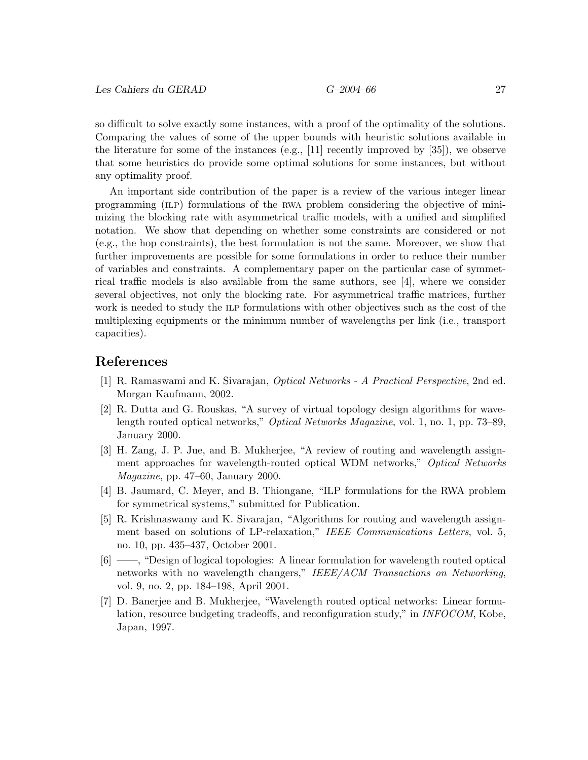so difficult to solve exactly some instances, with a proof of the optimality of the solutions. Comparing the values of some of the upper bounds with heuristic solutions available in the literature for some of the instances (e.g., [11] recently improved by [35]), we observe that some heuristics do provide some optimal solutions for some instances, but without any optimality proof.

An important side contribution of the paper is a review of the various integer linear programming (ILP) formulations of the RWA problem considering the objective of minimizing the blocking rate with asymmetrical traffic models, with a unified and simplified notation. We show that depending on whether some constraints are considered or not (e.g., the hop constraints), the best formulation is not the same. Moreover, we show that further improvements are possible for some formulations in order to reduce their number of variables and constraints. A complementary paper on the particular case of symmetrical traffic models is also available from the same authors, see [4], where we consider several objectives, not only the blocking rate. For asymmetrical traffic matrices, further work is needed to study the ILP formulations with other objectives such as the cost of the multiplexing equipments or the minimum number of wavelengths per link (i.e., transport capacities).

# References

[1] R. Ramaswami and K. Sivarajan, *Optical Networks - A Practical Perspective*, 2nd ed. Morgan Kaufmann, 2002.

[2] R. Dutta and G. Rouskas, "A survey of virtual topology design algorithms for wavelength routed optical networks," *Optical Networks Magazine*, vol. 1, no. 1, pp. 73–89, January 2000.

[3] H. Zang, J. P. Jue, and B. Mukherjee, "A review of routing and wavelength assignment approaches for wavelength-routed optical WDM networks," *Optical Networks Magazine*, pp. 47–60, January 2000.

[4] B. Jaumard, C. Meyer, and B. Thiongane, "ILP formulations for the RWA problem for symmetrical systems," submitted for Publication.

[5] R. Krishnaswamy and K. Sivarajan, "Algorithms for routing and wavelength assignment based on solutions of LP-relaxation," *IEEE Communications Letters*, vol. 5, no. 10, pp. 435–437, October 2001.

[6] ——, "Design of logical topologies: A linear formulation for wavelength routed optical networks with no wavelength changers," *IEEE/ACM Transactions on Networking*, vol. 9, no. 2, pp. 184–198, April 2001.

[7] D. Banerjee and B. Mukherjee, "Wavelength routed optical networks: Linear formulation, resource budgeting tradeoffs, and reconfiguration study," in *INFOCOM*, Kobe, Japan, 1997.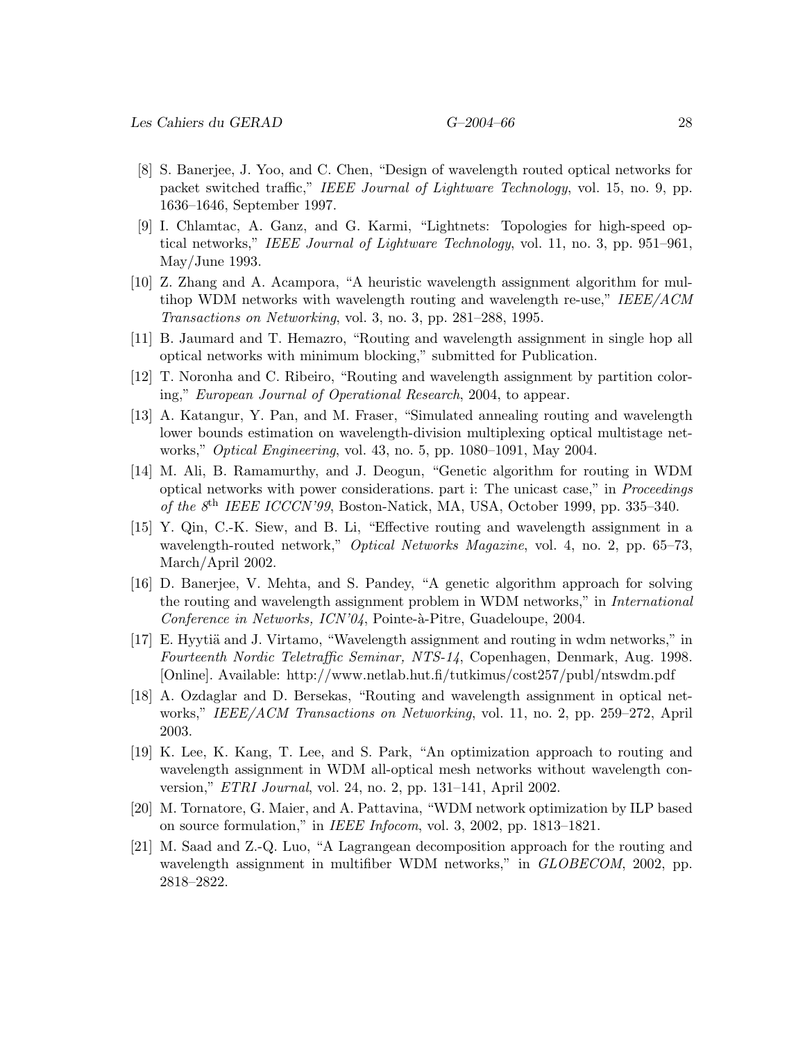[8] S. Banerjee, J. Yoo, and C. Chen, "Design of wavelength routed optical networks for packet switched traffic," *IEEE Journal of Lightware Technology*, vol. 15, no. 9, pp. 1636–1646, September 1997.

[9] I. Chlamtac, A. Ganz, and G. Karmi, "Lightnets: Topologies for high-speed optical networks," *IEEE Journal of Lightware Technology*, vol. 11, no. 3, pp. 951–961, May/June 1993.

[10] Z. Zhang and A. Acampora, "A heuristic wavelength assignment algorithm for multihop WDM networks with wavelength routing and wavelength re-use," *IEEE/ACM Transactions on Networking*, vol. 3, no. 3, pp. 281–288, 1995.

[11] B. Jaumard and T. Hemazro, "Routing and wavelength assignment in single hop all optical networks with minimum blocking," submitted for Publication.

[12] T. Noronha and C. Ribeiro, "Routing and wavelength assignment by partition coloring," *European Journal of Operational Research*, 2004, to appear.

[13] A. Katangur, Y. Pan, and M. Fraser, "Simulated annealing routing and wavelength lower bounds estimation on wavelength-division multiplexing optical multistage networks," *Optical Engineering*, vol. 43, no. 5, pp. 1080–1091, May 2004.

[14] M. Ali, B. Ramamurthy, and J. Deogun, "Genetic algorithm for routing in WDM optical networks with power considerations. part i: The unicast case," in *Proceedings of the 8th IEEE ICCCN'99*, Boston-Natick, MA, USA, October 1999, pp. 335–340.

[15] Y. Qin, C.-K. Siew, and B. Li, "Effective routing and wavelength assignment in a wavelength-routed network," *Optical Networks Magazine*, vol. 4, no. 2, pp. 65–73, March/April 2002.

[16] D. Banerjee, V. Mehta, and S. Pandey, "A genetic algorithm approach for solving the routing and wavelength assignment problem in WDM networks," in *International Conference in Networks, ICN'04*, Pointe-à-Pitre, Guadeloupe, 2004.

[17] E. Hyytiä and J. Virtamo, "Wavelength assignment and routing in wdm networks," in *Fourteenth Nordic Teletraffic Seminar, NTS-14*, Copenhagen, Denmark, Aug. 1998. [Online]. Available: http://www.netlab.hut.fi/tutkimus/cost257/publ/ntswdm.pdf

[18] A. Ozdaglar and D. Bersekas, "Routing and wavelength assignment in optical networks," *IEEE/ACM Transactions on Networking*, vol. 11, no. 2, pp. 259–272, April 2003.

[19] K. Lee, K. Kang, T. Lee, and S. Park, "An optimization approach to routing and wavelength assignment in WDM all-optical mesh networks without wavelength conversion," *ETRI Journal*, vol. 24, no. 2, pp. 131–141, April 2002.

[20] M. Tornatore, G. Maier, and A. Pattavina, "WDM network optimization by ILP based on source formulation," in *IEEE Infocom*, vol. 3, 2002, pp. 1813–1821.

[21] M. Saad and Z.-Q. Luo, "A Lagrangean decomposition approach for the routing and wavelength assignment in multifiber WDM networks," in *GLOBECOM*, 2002, pp. 2818–2822.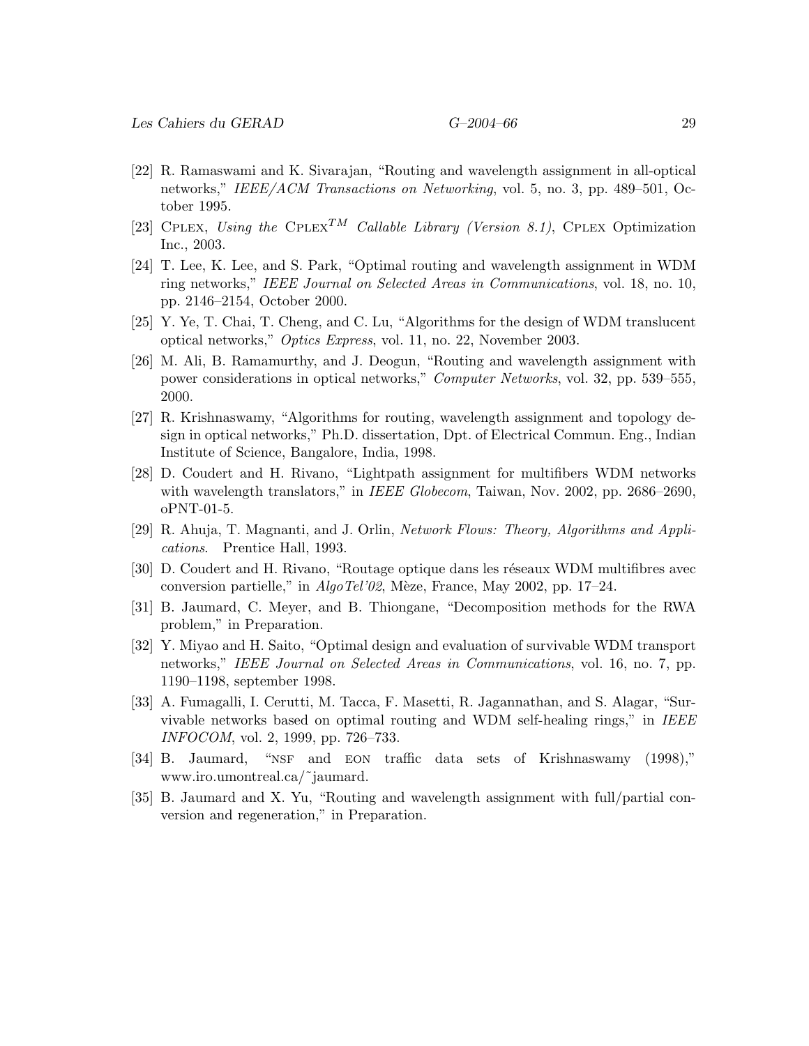[22] R. Ramaswami and K. Sivarajan, "Routing and wavelength assignment in all-optical networks," *IEEE/ACM Transactions on Networking*, vol. 5, no. 3, pp. 489–501, October 1995.

[23] Cplex, *Using the* Cplex$^{TM}$ *Callable Library (Version 8.1)*, Cplex Optimization Inc., 2003.

[24] T. Lee, K. Lee, and S. Park, "Optimal routing and wavelength assignment in WDM ring networks," *IEEE Journal on Selected Areas in Communications*, vol. 18, no. 10, pp. 2146–2154, October 2000.

[25] Y. Ye, T. Chai, T. Cheng, and C. Lu, "Algorithms for the design of WDM translucent optical networks," *Optics Express*, vol. 11, no. 22, November 2003.

[26] M. Ali, B. Ramamurthy, and J. Deogun, "Routing and wavelength assignment with power considerations in optical networks," *Computer Networks*, vol. 32, pp. 539–555, 2000.

[27] R. Krishnaswamy, "Algorithms for routing, wavelength assignment and topology design in optical networks," Ph.D. dissertation, Dpt. of Electrical Commun. Eng., Indian Institute of Science, Bangalore, India, 1998.

[28] D. Coudert and H. Rivano, "Lightpath assignment for multifibers WDM networks with wavelength translators," in *IEEE Globecom*, Taiwan, Nov. 2002, pp. 2686–2690, oPNT-01-5.

[29] R. Ahuja, T. Magnanti, and J. Orlin, *Network Flows: Theory, Algorithms and Applications*. Prentice Hall, 1993.

[30] D. Coudert and H. Rivano, "Routage optique dans les réseaux WDM multifibres avec conversion partielle," in *AlgoTel'02*, Mèze, France, May 2002, pp. 17–24.

[31] B. Jaumard, C. Meyer, and B. Thiongane, "Decomposition methods for the RWA problem," in Preparation.

[32] Y. Miyao and H. Saito, "Optimal design and evaluation of survivable WDM transport networks," *IEEE Journal on Selected Areas in Communications*, vol. 16, no. 7, pp. 1190–1198, september 1998.

[33] A. Fumagalli, I. Cerutti, M. Tacca, F. Masetti, R. Jagannathan, and S. Alagar, "Survivable networks based on optimal routing and WDM self-healing rings," in *IEEE INFOCOM*, vol. 2, 1999, pp. 726–733.

[34] B. Jaumard, "nsf and eon traffic data sets of Krishnaswamy (1998)," www.iro.umontreal.ca/˜jaumard.

[35] B. Jaumard and X. Yu, "Routing and wavelength assignment with full/partial conversion and regeneration," in Preparation.